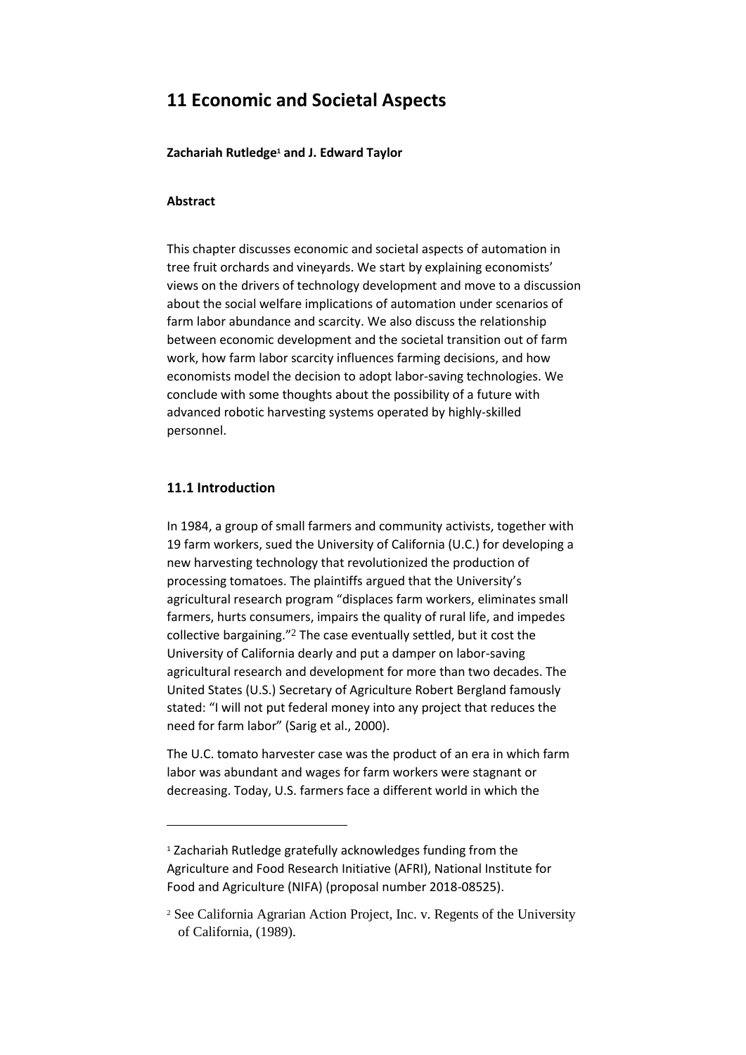# 11 Economic and Societal Aspects

**Zachariah Rutledge[1] and J. Edward Taylor**

**Abstract**

This chapter discusses economic and societal aspects of automation in tree fruit orchards and vineyards. We start by explaining economists' views on the drivers of technology development and move to a discussion about the social welfare implications of automation under scenarios of farm labor abundance and scarcity. We also discuss the relationship between economic development and the societal transition out of farm work, how farm labor scarcity influences farming decisions, and how economists model the decision to adopt labor-saving technologies. We conclude with some thoughts about the possibility of a future with advanced robotic harvesting systems operated by highly-skilled personnel.

## 11.1 Introduction

In 1984, a group of small farmers and community activists, together with 19 farm workers, sued the University of California (U.C.) for developing a new harvesting technology that revolutionized the production of processing tomatoes. The plaintiffs argued that the University's agricultural research program "displaces farm workers, eliminates small farmers, hurts consumers, impairs the quality of rural life, and impedes collective bargaining."[2] The case eventually settled, but it cost the University of California dearly and put a damper on labor-saving agricultural research and development for more than two decades. The United States (U.S.) Secretary of Agriculture Robert Bergland famously stated: "I will not put federal money into any project that reduces the need for farm labor" (Sarig et al., 2000).

The U.C. tomato harvester case was the product of an era in which farm labor was abundant and wages for farm workers were stagnant or decreasing. Today, U.S. farmers face a different world in which the

---

[1] Zachariah Rutledge gratefully acknowledges funding from the Agriculture and Food Research Initiative (AFRI), National Institute for Food and Agriculture (NIFA) (proposal number 2018-08525).

[2] See California Agrarian Action Project, Inc. v. Regents of the University of California, (1989).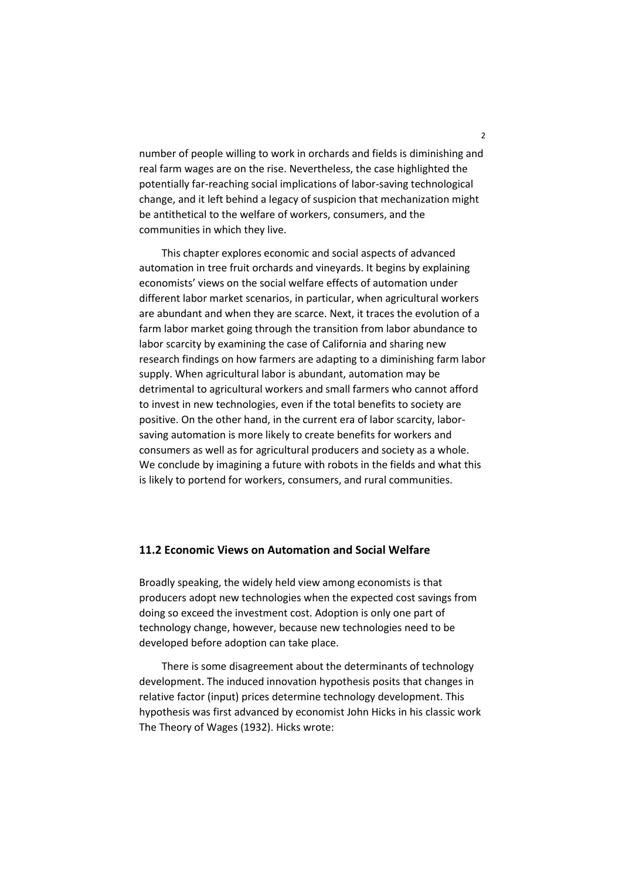number of people willing to work in orchards and fields is diminishing and real farm wages are on the rise. Nevertheless, the case highlighted the potentially far-reaching social implications of labor-saving technological change, and it left behind a legacy of suspicion that mechanization might be antithetical to the welfare of workers, consumers, and the communities in which they live.

This chapter explores economic and social aspects of advanced automation in tree fruit orchards and vineyards. It begins by explaining economists' views on the social welfare effects of automation under different labor market scenarios, in particular, when agricultural workers are abundant and when they are scarce. Next, it traces the evolution of a farm labor market going through the transition from labor abundance to labor scarcity by examining the case of California and sharing new research findings on how farmers are adapting to a diminishing farm labor supply. When agricultural labor is abundant, automation may be detrimental to agricultural workers and small farmers who cannot afford to invest in new technologies, even if the total benefits to society are positive. On the other hand, in the current era of labor scarcity, labor-saving automation is more likely to create benefits for workers and consumers as well as for agricultural producers and society as a whole. We conclude by imagining a future with robots in the fields and what this is likely to portend for workers, consumers, and rural communities.

## 11.2 Economic Views on Automation and Social Welfare

Broadly speaking, the widely held view among economists is that producers adopt new technologies when the expected cost savings from doing so exceed the investment cost. Adoption is only one part of technology change, however, because new technologies need to be developed before adoption can take place.

There is some disagreement about the determinants of technology development. The induced innovation hypothesis posits that changes in relative factor (input) prices determine technology development. This hypothesis was first advanced by economist John Hicks in his classic work The Theory of Wages (1932). Hicks wrote: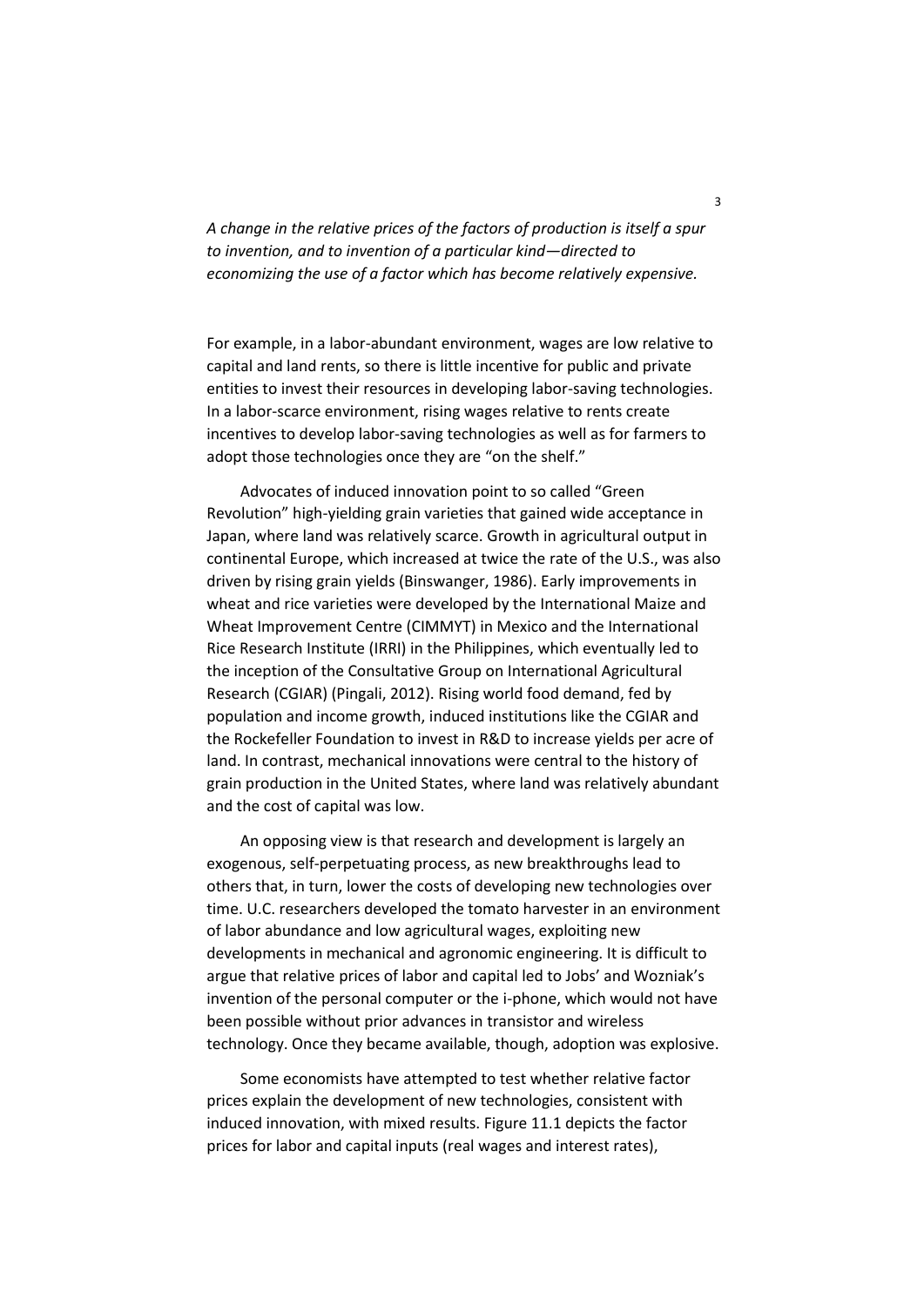*A change in the relative prices of the factors of production is itself a spur to invention, and to invention of a particular kind—directed to economizing the use of a factor which has become relatively expensive.*

For example, in a labor-abundant environment, wages are low relative to capital and land rents, so there is little incentive for public and private entities to invest their resources in developing labor-saving technologies. In a labor-scarce environment, rising wages relative to rents create incentives to develop labor-saving technologies as well as for farmers to adopt those technologies once they are "on the shelf."

Advocates of induced innovation point to so called "Green Revolution" high-yielding grain varieties that gained wide acceptance in Japan, where land was relatively scarce. Growth in agricultural output in continental Europe, which increased at twice the rate of the U.S., was also driven by rising grain yields (Binswanger, 1986). Early improvements in wheat and rice varieties were developed by the International Maize and Wheat Improvement Centre (CIMMYT) in Mexico and the International Rice Research Institute (IRRI) in the Philippines, which eventually led to the inception of the Consultative Group on International Agricultural Research (CGIAR) (Pingali, 2012). Rising world food demand, fed by population and income growth, induced institutions like the CGIAR and the Rockefeller Foundation to invest in R&D to increase yields per acre of land. In contrast, mechanical innovations were central to the history of grain production in the United States, where land was relatively abundant and the cost of capital was low.

An opposing view is that research and development is largely an exogenous, self-perpetuating process, as new breakthroughs lead to others that, in turn, lower the costs of developing new technologies over time. U.C. researchers developed the tomato harvester in an environment of labor abundance and low agricultural wages, exploiting new developments in mechanical and agronomic engineering. It is difficult to argue that relative prices of labor and capital led to Jobs' and Wozniak's invention of the personal computer or the i-phone, which would not have been possible without prior advances in transistor and wireless technology. Once they became available, though, adoption was explosive.

Some economists have attempted to test whether relative factor prices explain the development of new technologies, consistent with induced innovation, with mixed results. Figure 11.1 depicts the factor prices for labor and capital inputs (real wages and interest rates),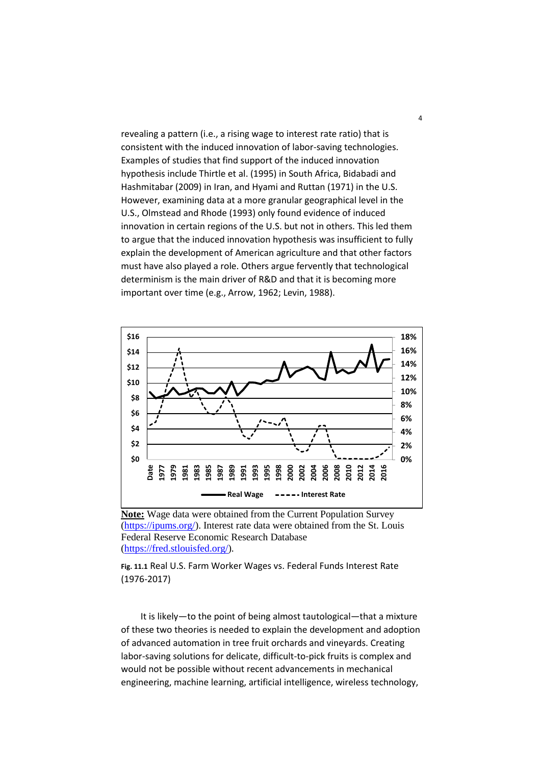revealing a pattern (i.e., a rising wage to interest rate ratio) that is consistent with the induced innovation of labor-saving technologies. Examples of studies that find support of the induced innovation hypothesis include Thirtle et al. (1995) in South Africa, Bidabadi and Hashmitabar (2009) in Iran, and Hyami and Ruttan (1971) in the U.S. However, examining data at a more granular geographical level in the U.S., Olmstead and Rhode (1993) only found evidence of induced innovation in certain regions of the U.S. but not in others. This led them to argue that the induced innovation hypothesis was insufficient to fully explain the development of American agriculture and that other factors must have also played a role. Others argue fervently that technological determinism is the main driver of R&D and that it is becoming more important over time (e.g., Arrow, 1962; Levin, 1988).

**Note:** Wage data were obtained from the Current Population Survey (https://ipums.org/). Interest rate data were obtained from the St. Louis Federal Reserve Economic Research Database (https://fred.stlouisfed.org/).

**Fig. 11.1** Real U.S. Farm Worker Wages vs. Federal Funds Interest Rate (1976-2017)

It is likely—to the point of being almost tautological—that a mixture of these two theories is needed to explain the development and adoption of advanced automation in tree fruit orchards and vineyards. Creating labor-saving solutions for delicate, difficult-to-pick fruits is complex and would not be possible without recent advancements in mechanical engineering, machine learning, artificial intelligence, wireless technology,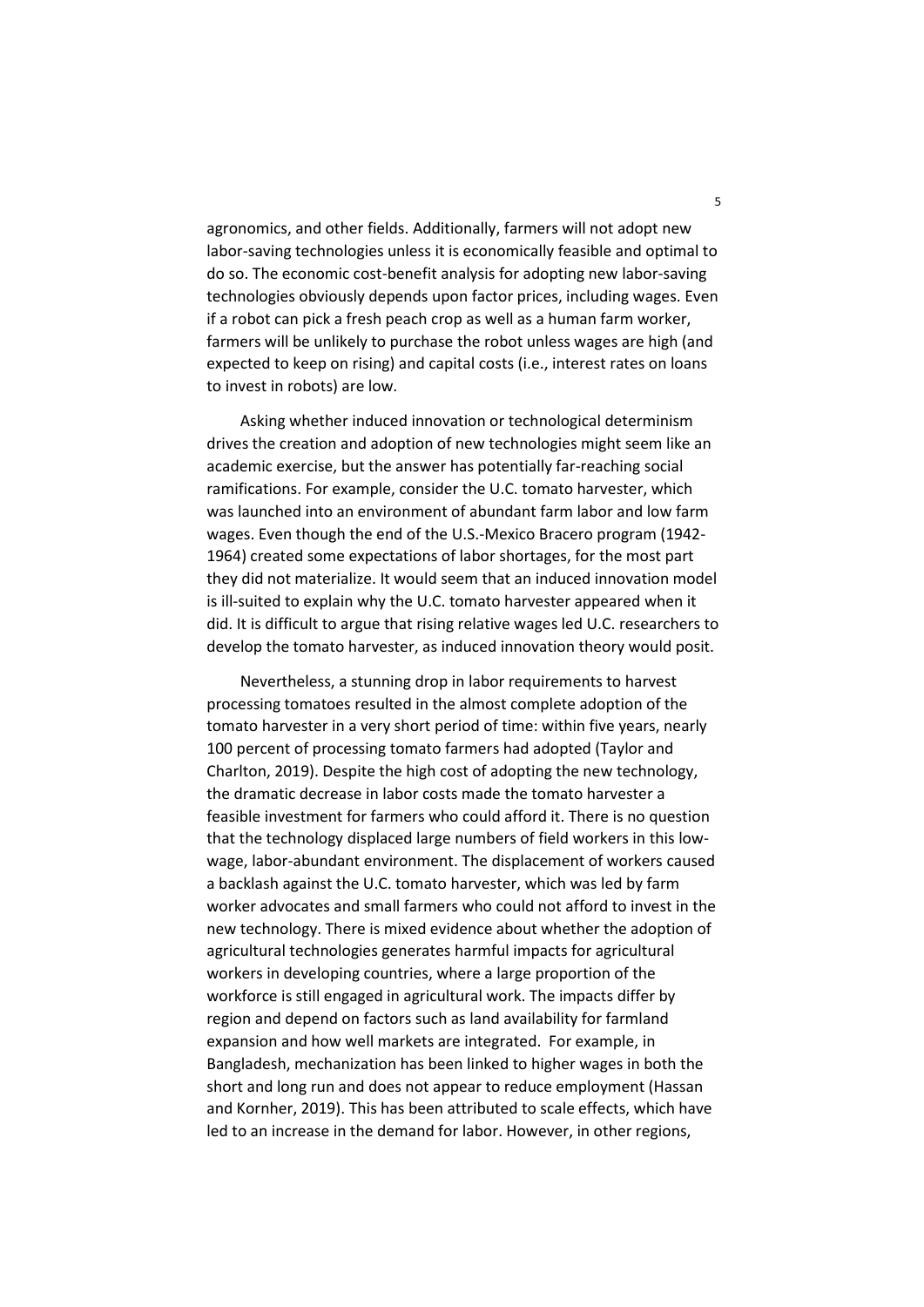agronomics, and other fields. Additionally, farmers will not adopt new labor-saving technologies unless it is economically feasible and optimal to do so. The economic cost-benefit analysis for adopting new labor-saving technologies obviously depends upon factor prices, including wages. Even if a robot can pick a fresh peach crop as well as a human farm worker, farmers will be unlikely to purchase the robot unless wages are high (and expected to keep on rising) and capital costs (i.e., interest rates on loans to invest in robots) are low.

Asking whether induced innovation or technological determinism drives the creation and adoption of new technologies might seem like an academic exercise, but the answer has potentially far-reaching social ramifications. For example, consider the U.C. tomato harvester, which was launched into an environment of abundant farm labor and low farm wages. Even though the end of the U.S.-Mexico Bracero program (1942-1964) created some expectations of labor shortages, for the most part they did not materialize. It would seem that an induced innovation model is ill-suited to explain why the U.C. tomato harvester appeared when it did. It is difficult to argue that rising relative wages led U.C. researchers to develop the tomato harvester, as induced innovation theory would posit.

Nevertheless, a stunning drop in labor requirements to harvest processing tomatoes resulted in the almost complete adoption of the tomato harvester in a very short period of time: within five years, nearly 100 percent of processing tomato farmers had adopted (Taylor and Charlton, 2019). Despite the high cost of adopting the new technology, the dramatic decrease in labor costs made the tomato harvester a feasible investment for farmers who could afford it. There is no question that the technology displaced large numbers of field workers in this low-wage, labor-abundant environment. The displacement of workers caused a backlash against the U.C. tomato harvester, which was led by farm worker advocates and small farmers who could not afford to invest in the new technology. There is mixed evidence about whether the adoption of agricultural technologies generates harmful impacts for agricultural workers in developing countries, where a large proportion of the workforce is still engaged in agricultural work. The impacts differ by region and depend on factors such as land availability for farmland expansion and how well markets are integrated. For example, in Bangladesh, mechanization has been linked to higher wages in both the short and long run and does not appear to reduce employment (Hassan and Kornher, 2019). This has been attributed to scale effects, which have led to an increase in the demand for labor. However, in other regions,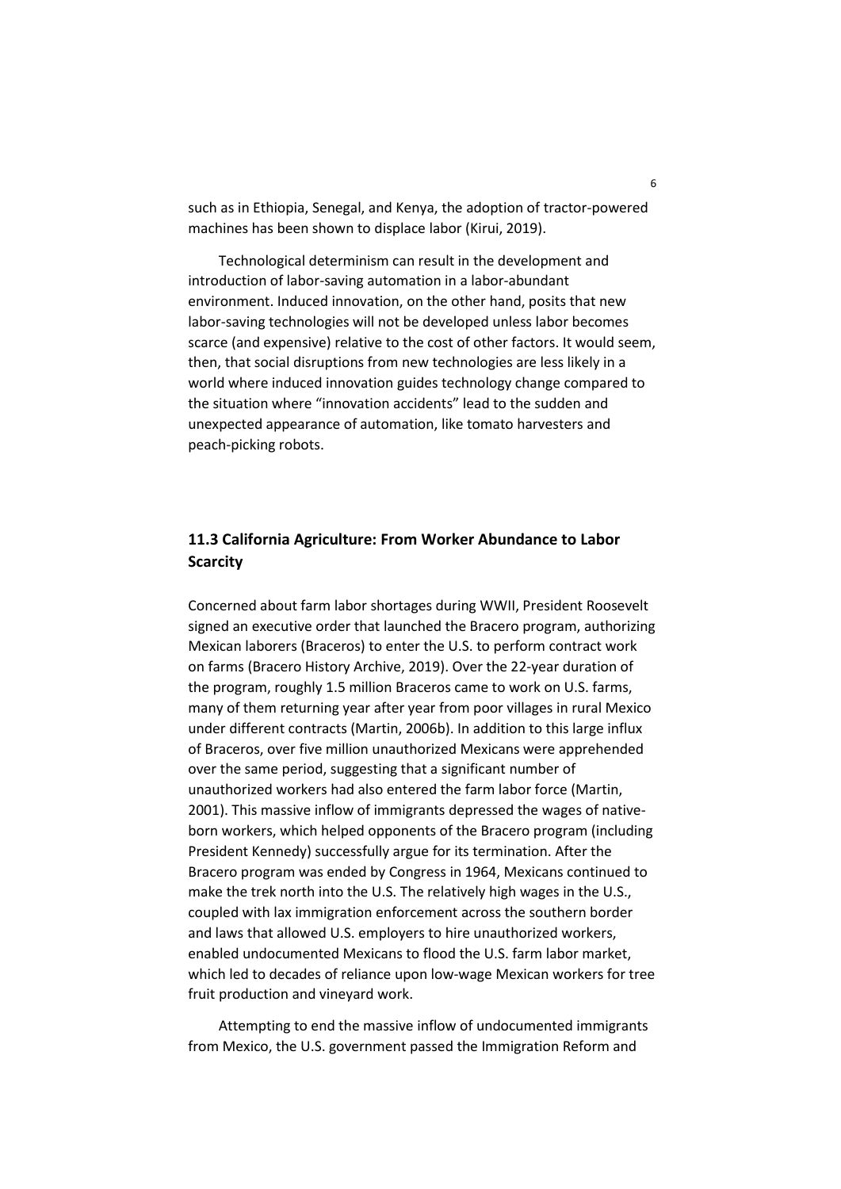such as in Ethiopia, Senegal, and Kenya, the adoption of tractor-powered machines has been shown to displace labor (Kirui, 2019).

Technological determinism can result in the development and introduction of labor-saving automation in a labor-abundant environment. Induced innovation, on the other hand, posits that new labor-saving technologies will not be developed unless labor becomes scarce (and expensive) relative to the cost of other factors. It would seem, then, that social disruptions from new technologies are less likely in a world where induced innovation guides technology change compared to the situation where "innovation accidents" lead to the sudden and unexpected appearance of automation, like tomato harvesters and peach-picking robots.

### 11.3 California Agriculture: From Worker Abundance to Labor Scarcity

Concerned about farm labor shortages during WWII, President Roosevelt signed an executive order that launched the Bracero program, authorizing Mexican laborers (Braceros) to enter the U.S. to perform contract work on farms (Bracero History Archive, 2019). Over the 22-year duration of the program, roughly 1.5 million Braceros came to work on U.S. farms, many of them returning year after year from poor villages in rural Mexico under different contracts (Martin, 2006b). In addition to this large influx of Braceros, over five million unauthorized Mexicans were apprehended over the same period, suggesting that a significant number of unauthorized workers had also entered the farm labor force (Martin, 2001). This massive inflow of immigrants depressed the wages of native-born workers, which helped opponents of the Bracero program (including President Kennedy) successfully argue for its termination. After the Bracero program was ended by Congress in 1964, Mexicans continued to make the trek north into the U.S. The relatively high wages in the U.S., coupled with lax immigration enforcement across the southern border and laws that allowed U.S. employers to hire unauthorized workers, enabled undocumented Mexicans to flood the U.S. farm labor market, which led to decades of reliance upon low-wage Mexican workers for tree fruit production and vineyard work.

Attempting to end the massive inflow of undocumented immigrants from Mexico, the U.S. government passed the Immigration Reform and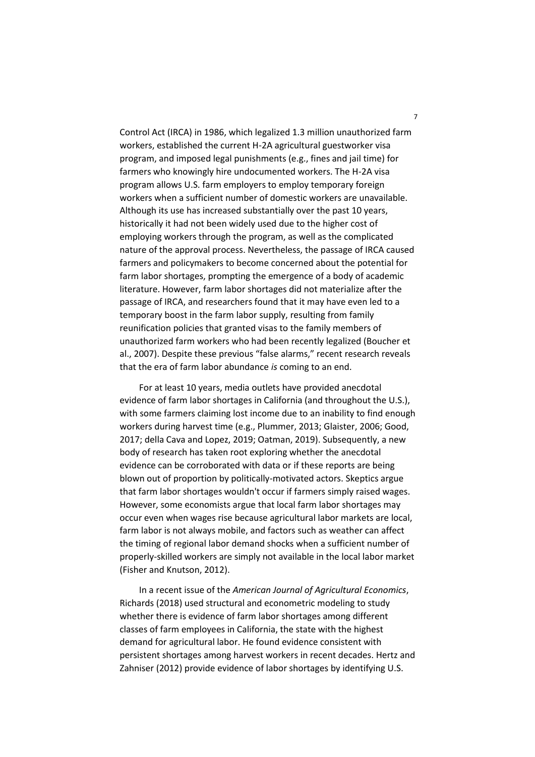Control Act (IRCA) in 1986, which legalized 1.3 million unauthorized farm workers, established the current H-2A agricultural guestworker visa program, and imposed legal punishments (e.g., fines and jail time) for farmers who knowingly hire undocumented workers. The H-2A visa program allows U.S. farm employers to employ temporary foreign workers when a sufficient number of domestic workers are unavailable. Although its use has increased substantially over the past 10 years, historically it had not been widely used due to the higher cost of employing workers through the program, as well as the complicated nature of the approval process. Nevertheless, the passage of IRCA caused farmers and policymakers to become concerned about the potential for farm labor shortages, prompting the emergence of a body of academic literature. However, farm labor shortages did not materialize after the passage of IRCA, and researchers found that it may have even led to a temporary boost in the farm labor supply, resulting from family reunification policies that granted visas to the family members of unauthorized farm workers who had been recently legalized (Boucher et al., 2007). Despite these previous "false alarms," recent research reveals that the era of farm labor abundance *is* coming to an end.

For at least 10 years, media outlets have provided anecdotal evidence of farm labor shortages in California (and throughout the U.S.), with some farmers claiming lost income due to an inability to find enough workers during harvest time (e.g., Plummer, 2013; Glaister, 2006; Good, 2017; della Cava and Lopez, 2019; Oatman, 2019). Subsequently, a new body of research has taken root exploring whether the anecdotal evidence can be corroborated with data or if these reports are being blown out of proportion by politically-motivated actors. Skeptics argue that farm labor shortages wouldn't occur if farmers simply raised wages. However, some economists argue that local farm labor shortages may occur even when wages rise because agricultural labor markets are local, farm labor is not always mobile, and factors such as weather can affect the timing of regional labor demand shocks when a sufficient number of properly-skilled workers are simply not available in the local labor market (Fisher and Knutson, 2012).

In a recent issue of the *American Journal of Agricultural Economics*, Richards (2018) used structural and econometric modeling to study whether there is evidence of farm labor shortages among different classes of farm employees in California, the state with the highest demand for agricultural labor. He found evidence consistent with persistent shortages among harvest workers in recent decades. Hertz and Zahniser (2012) provide evidence of labor shortages by identifying U.S.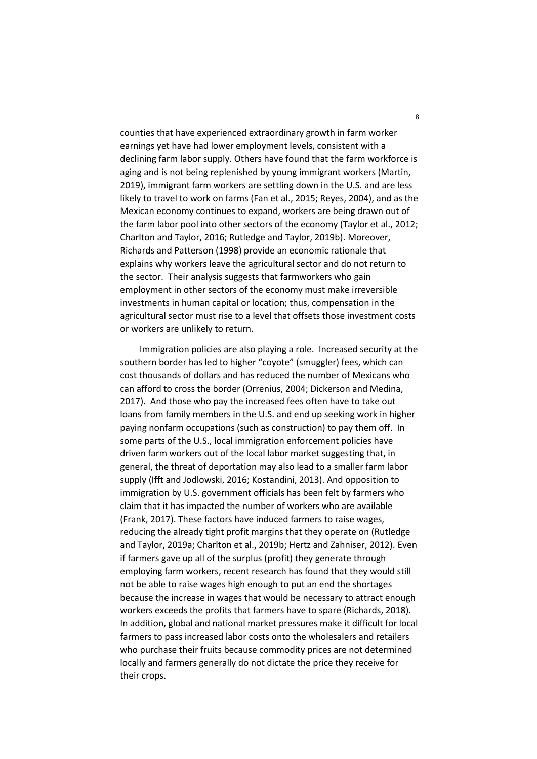counties that have experienced extraordinary growth in farm worker earnings yet have had lower employment levels, consistent with a declining farm labor supply. Others have found that the farm workforce is aging and is not being replenished by young immigrant workers (Martin, 2019), immigrant farm workers are settling down in the U.S. and are less likely to travel to work on farms (Fan et al., 2015; Reyes, 2004), and as the Mexican economy continues to expand, workers are being drawn out of the farm labor pool into other sectors of the economy (Taylor et al., 2012; Charlton and Taylor, 2016; Rutledge and Taylor, 2019b). Moreover, Richards and Patterson (1998) provide an economic rationale that explains why workers leave the agricultural sector and do not return to the sector. Their analysis suggests that farmworkers who gain employment in other sectors of the economy must make irreversible investments in human capital or location; thus, compensation in the agricultural sector must rise to a level that offsets those investment costs or workers are unlikely to return.

Immigration policies are also playing a role. Increased security at the southern border has led to higher "coyote" (smuggler) fees, which can cost thousands of dollars and has reduced the number of Mexicans who can afford to cross the border (Orrenius, 2004; Dickerson and Medina, 2017). And those who pay the increased fees often have to take out loans from family members in the U.S. and end up seeking work in higher paying nonfarm occupations (such as construction) to pay them off. In some parts of the U.S., local immigration enforcement policies have driven farm workers out of the local labor market suggesting that, in general, the threat of deportation may also lead to a smaller farm labor supply (Ifft and Jodlowski, 2016; Kostandini, 2013). And opposition to immigration by U.S. government officials has been felt by farmers who claim that it has impacted the number of workers who are available (Frank, 2017). These factors have induced farmers to raise wages, reducing the already tight profit margins that they operate on (Rutledge and Taylor, 2019a; Charlton et al., 2019b; Hertz and Zahniser, 2012). Even if farmers gave up all of the surplus (profit) they generate through employing farm workers, recent research has found that they would still not be able to raise wages high enough to put an end the shortages because the increase in wages that would be necessary to attract enough workers exceeds the profits that farmers have to spare (Richards, 2018). In addition, global and national market pressures make it difficult for local farmers to pass increased labor costs onto the wholesalers and retailers who purchase their fruits because commodity prices are not determined locally and farmers generally do not dictate the price they receive for their crops.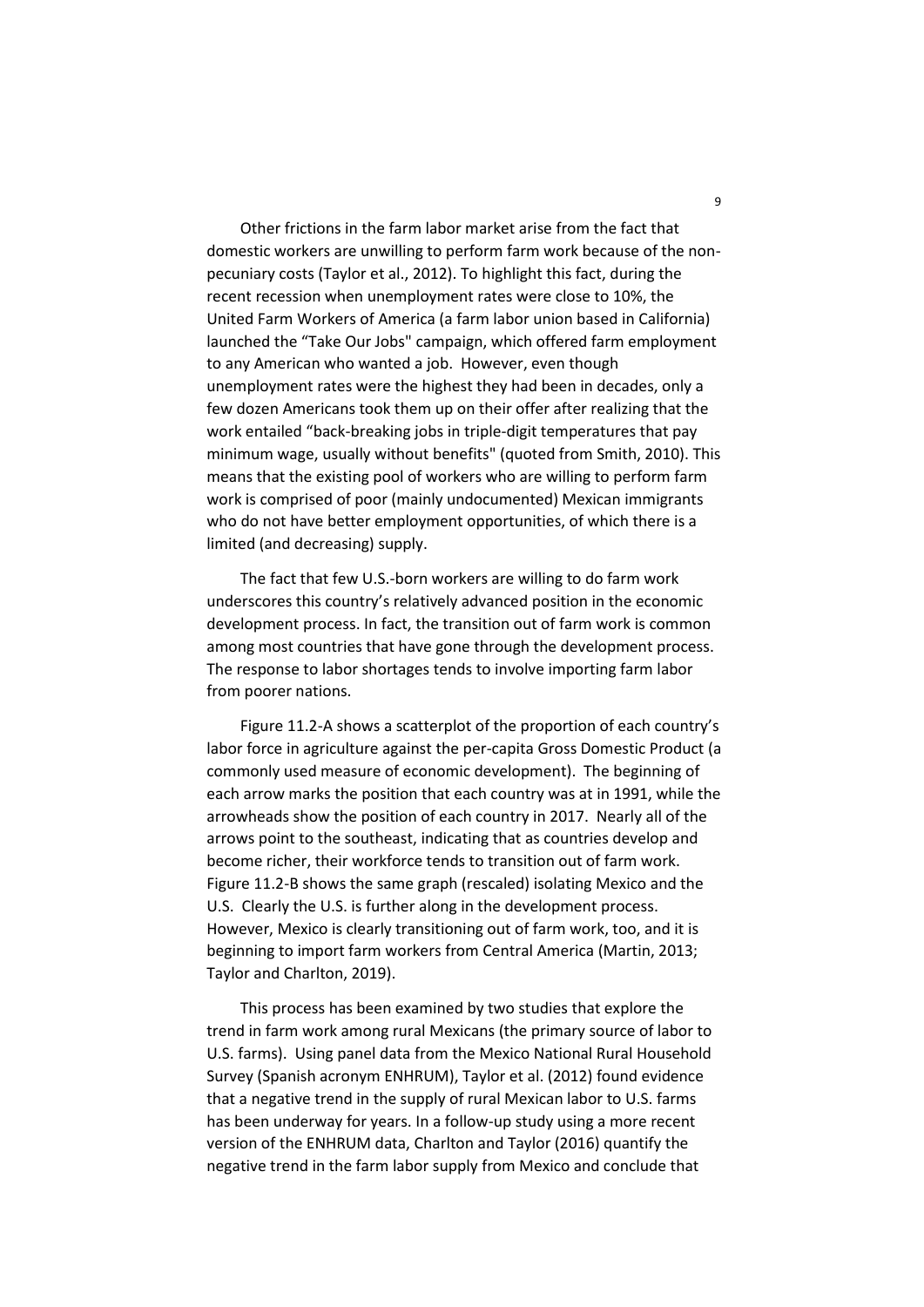Other frictions in the farm labor market arise from the fact that domestic workers are unwilling to perform farm work because of the non-pecuniary costs (Taylor et al., 2012). To highlight this fact, during the recent recession when unemployment rates were close to 10%, the United Farm Workers of America (a farm labor union based in California) launched the "Take Our Jobs" campaign, which offered farm employment to any American who wanted a job. However, even though unemployment rates were the highest they had been in decades, only a few dozen Americans took them up on their offer after realizing that the work entailed "back-breaking jobs in triple-digit temperatures that pay minimum wage, usually without benefits" (quoted from Smith, 2010). This means that the existing pool of workers who are willing to perform farm work is comprised of poor (mainly undocumented) Mexican immigrants who do not have better employment opportunities, of which there is a limited (and decreasing) supply.

The fact that few U.S.-born workers are willing to do farm work underscores this country's relatively advanced position in the economic development process. In fact, the transition out of farm work is common among most countries that have gone through the development process. The response to labor shortages tends to involve importing farm labor from poorer nations.

Figure 11.2-A shows a scatterplot of the proportion of each country's labor force in agriculture against the per-capita Gross Domestic Product (a commonly used measure of economic development). The beginning of each arrow marks the position that each country was at in 1991, while the arrowheads show the position of each country in 2017. Nearly all of the arrows point to the southeast, indicating that as countries develop and become richer, their workforce tends to transition out of farm work. Figure 11.2-B shows the same graph (rescaled) isolating Mexico and the U.S. Clearly the U.S. is further along in the development process. However, Mexico is clearly transitioning out of farm work, too, and it is beginning to import farm workers from Central America (Martin, 2013; Taylor and Charlton, 2019).

This process has been examined by two studies that explore the trend in farm work among rural Mexicans (the primary source of labor to U.S. farms). Using panel data from the Mexico National Rural Household Survey (Spanish acronym ENHRUM), Taylor et al. (2012) found evidence that a negative trend in the supply of rural Mexican labor to U.S. farms has been underway for years. In a follow-up study using a more recent version of the ENHRUM data, Charlton and Taylor (2016) quantify the negative trend in the farm labor supply from Mexico and conclude that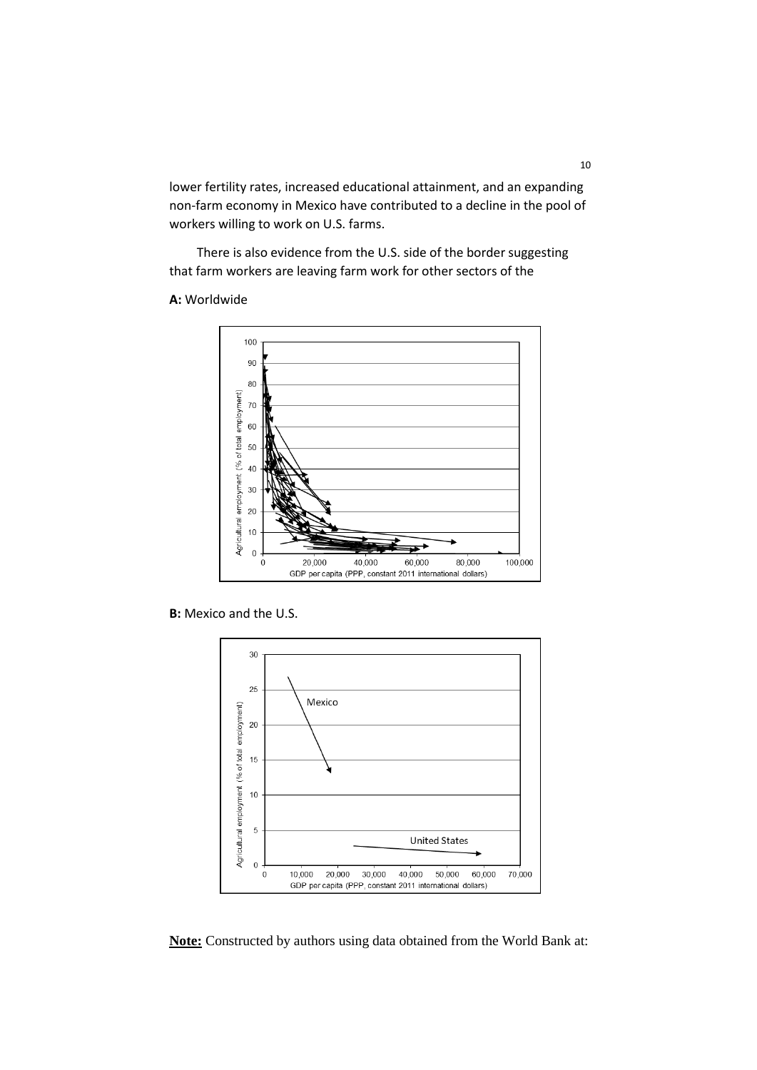lower fertility rates, increased educational attainment, and an expanding non-farm economy in Mexico have contributed to a decline in the pool of workers willing to work on U.S. farms.

There is also evidence from the U.S. side of the border suggesting that farm workers are leaving farm work for other sectors of the

**A:** Worldwide

**B:** Mexico and the U.S.

**Note:** Constructed by authors using data obtained from the World Bank at: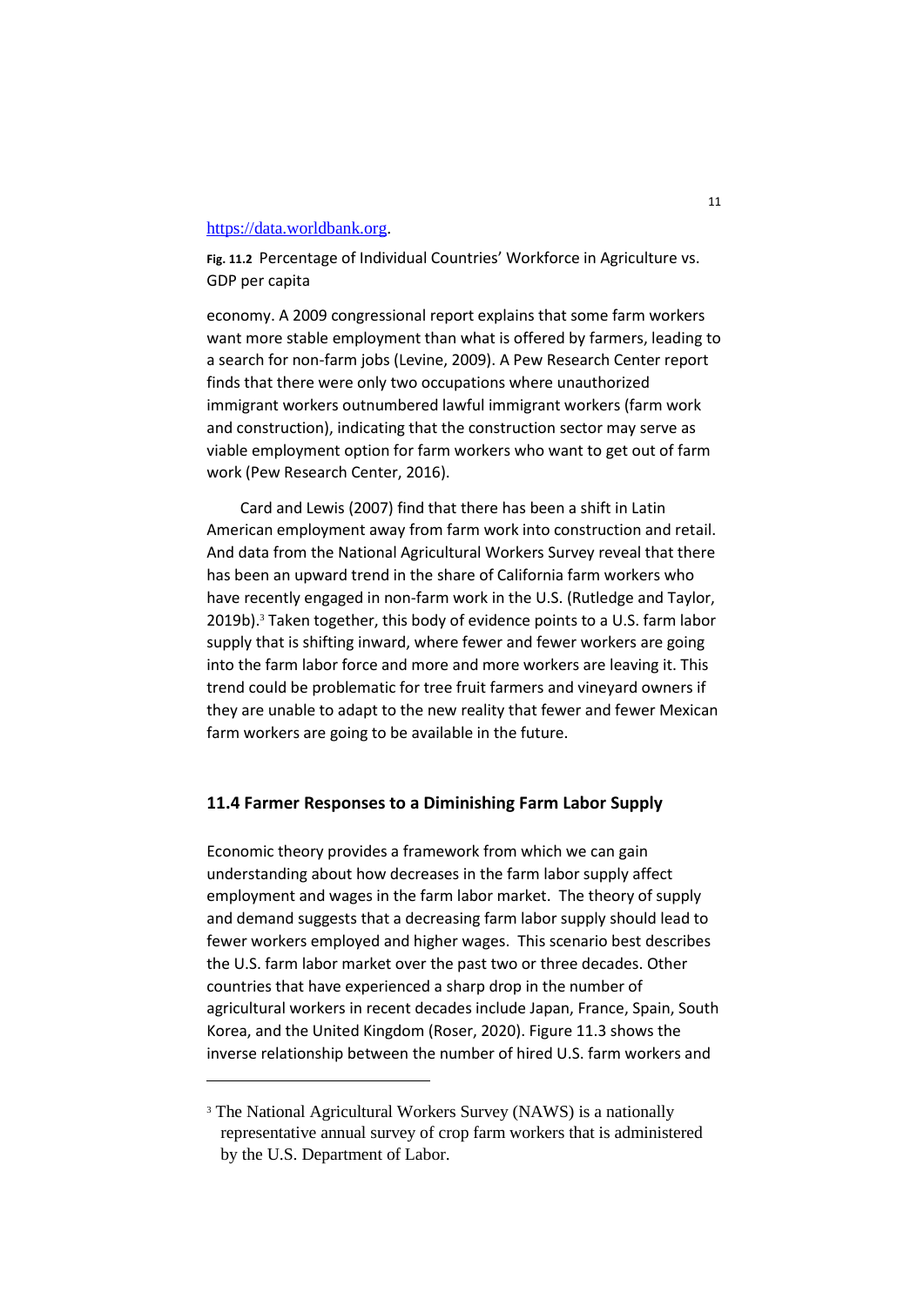https://data.worldbank.org.

**Fig. 11.2** Percentage of Individual Countries' Workforce in Agriculture vs. GDP per capita

economy. A 2009 congressional report explains that some farm workers want more stable employment than what is offered by farmers, leading to a search for non-farm jobs (Levine, 2009). A Pew Research Center report finds that there were only two occupations where unauthorized immigrant workers outnumbered lawful immigrant workers (farm work and construction), indicating that the construction sector may serve as viable employment option for farm workers who want to get out of farm work (Pew Research Center, 2016).

Card and Lewis (2007) find that there has been a shift in Latin American employment away from farm work into construction and retail. And data from the National Agricultural Workers Survey reveal that there has been an upward trend in the share of California farm workers who have recently engaged in non-farm work in the U.S. (Rutledge and Taylor, 2019b).[3] Taken together, this body of evidence points to a U.S. farm labor supply that is shifting inward, where fewer and fewer workers are going into the farm labor force and more and more workers are leaving it. This trend could be problematic for tree fruit farmers and vineyard owners if they are unable to adapt to the new reality that fewer and fewer Mexican farm workers are going to be available in the future.

## 11.4 Farmer Responses to a Diminishing Farm Labor Supply

Economic theory provides a framework from which we can gain understanding about how decreases in the farm labor supply affect employment and wages in the farm labor market. The theory of supply and demand suggests that a decreasing farm labor supply should lead to fewer workers employed and higher wages. This scenario best describes the U.S. farm labor market over the past two or three decades. Other countries that have experienced a sharp drop in the number of agricultural workers in recent decades include Japan, France, Spain, South Korea, and the United Kingdom (Roser, 2020). Figure 11.3 shows the inverse relationship between the number of hired U.S. farm workers and

---

[3] The National Agricultural Workers Survey (NAWS) is a nationally representative annual survey of crop farm workers that is administered by the U.S. Department of Labor.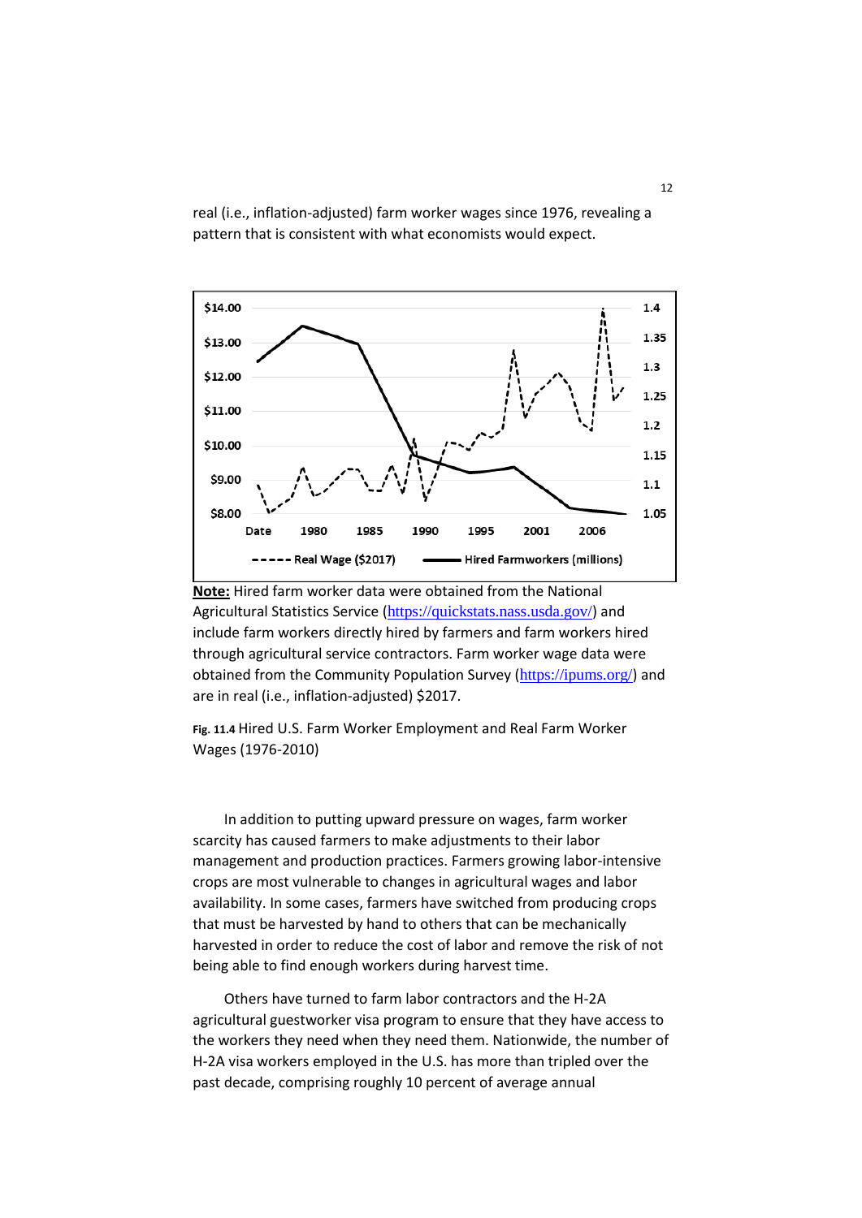real (i.e., inflation-adjusted) farm worker wages since 1976, revealing a pattern that is consistent with what economists would expect.

**Note:** Hired farm worker data were obtained from the National Agricultural Statistics Service (https://quickstats.nass.usda.gov/) and include farm workers directly hired by farmers and farm workers hired through agricultural service contractors. Farm worker wage data were obtained from the Community Population Survey (https://ipums.org/) and are in real (i.e., inflation-adjusted) $2017.

**Fig. 11.4** Hired U.S. Farm Worker Employment and Real Farm Worker Wages (1976-2010)

In addition to putting upward pressure on wages, farm worker scarcity has caused farmers to make adjustments to their labor management and production practices. Farmers growing labor-intensive crops are most vulnerable to changes in agricultural wages and labor availability. In some cases, farmers have switched from producing crops that must be harvested by hand to others that can be mechanically harvested in order to reduce the cost of labor and remove the risk of not being able to find enough workers during harvest time.

Others have turned to farm labor contractors and the H-2A agricultural guestworker visa program to ensure that they have access to the workers they need when they need them. Nationwide, the number of H-2A visa workers employed in the U.S. has more than tripled over the past decade, comprising roughly 10 percent of average annual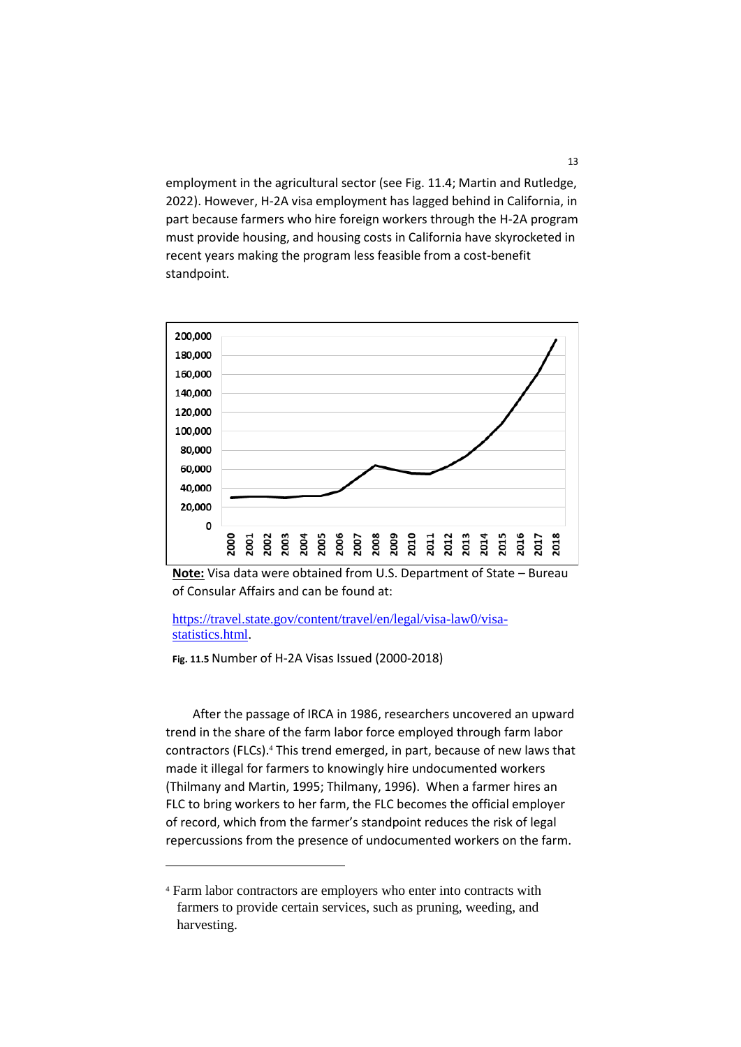employment in the agricultural sector (see Fig. 11.4; Martin and Rutledge, 2022). However, H-2A visa employment has lagged behind in California, in part because farmers who hire foreign workers through the H-2A program must provide housing, and housing costs in California have skyrocketed in recent years making the program less feasible from a cost-benefit standpoint.

**Note:** Visa data were obtained from U.S. Department of State – Bureau of Consular Affairs and can be found at:

[https://travel.state.gov/content/travel/en/legal/visa-law0/visa-statistics.html](https://travel.state.gov/content/travel/en/legal/visa-law0/visa-statistics.html).

**Fig. 11.5** Number of H-2A Visas Issued (2000-2018)

After the passage of IRCA in 1986, researchers uncovered an upward trend in the share of the farm labor force employed through farm labor contractors (FLCs).[4] This trend emerged, in part, because of new laws that made it illegal for farmers to knowingly hire undocumented workers (Thilmany and Martin, 1995; Thilmany, 1996). When a farmer hires an FLC to bring workers to her farm, the FLC becomes the official employer of record, which from the farmer's standpoint reduces the risk of legal repercussions from the presence of undocumented workers on the farm.

---

[4] Farm labor contractors are employers who enter into contracts with farmers to provide certain services, such as pruning, weeding, and harvesting.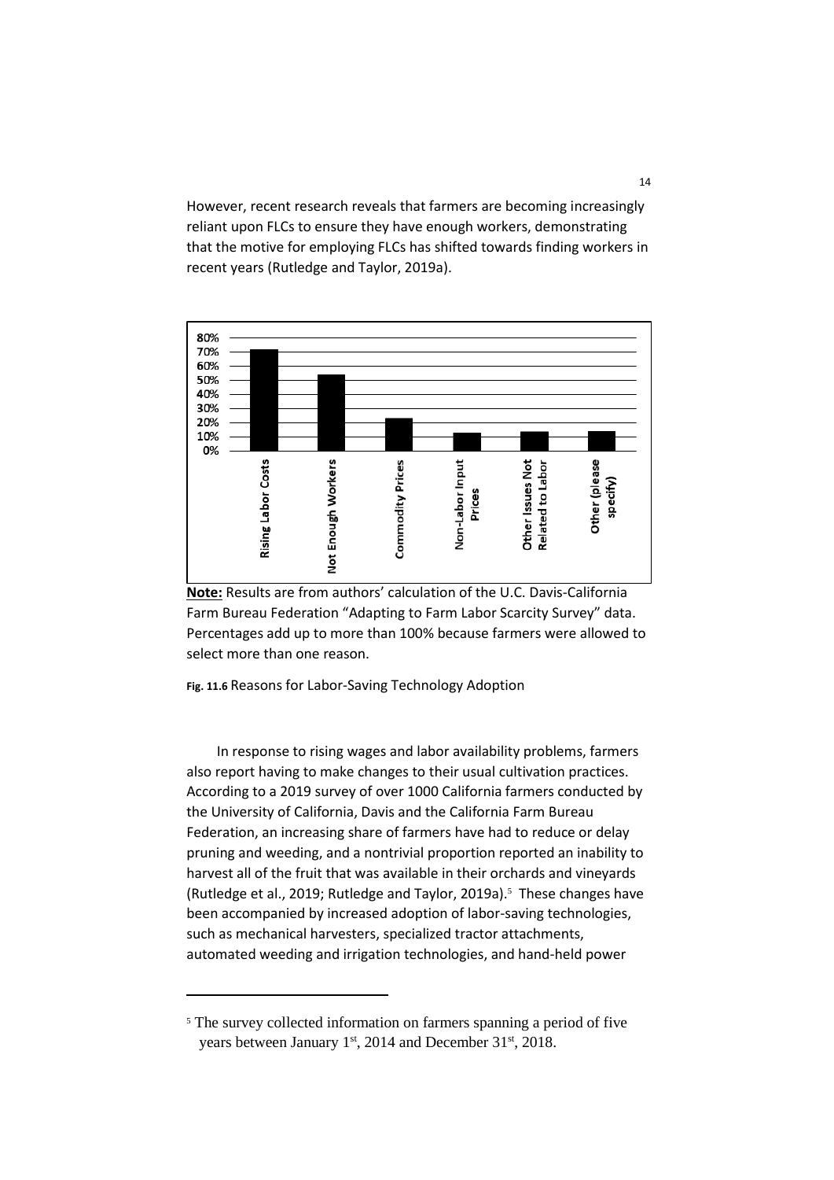However, recent research reveals that farmers are becoming increasingly reliant upon FLCs to ensure they have enough workers, demonstrating that the motive for employing FLCs has shifted towards finding workers in recent years (Rutledge and Taylor, 2019a).

**Note:** Results are from authors' calculation of the U.C. Davis-California Farm Bureau Federation "Adapting to Farm Labor Scarcity Survey" data. Percentages add up to more than 100% because farmers were allowed to select more than one reason.

**Fig. 11.6** Reasons for Labor-Saving Technology Adoption

In response to rising wages and labor availability problems, farmers also report having to make changes to their usual cultivation practices. According to a 2019 survey of over 1000 California farmers conducted by the University of California, Davis and the California Farm Bureau Federation, an increasing share of farmers have had to reduce or delay pruning and weeding, and a nontrivial proportion reported an inability to harvest all of the fruit that was available in their orchards and vineyards (Rutledge et al., 2019; Rutledge and Taylor, 2019a).[5] These changes have been accompanied by increased adoption of labor-saving technologies, such as mechanical harvesters, specialized tractor attachments, automated weeding and irrigation technologies, and hand-held power

[5] The survey collected information on farmers spanning a period of five years between January 1st, 2014 and December 31st, 2018.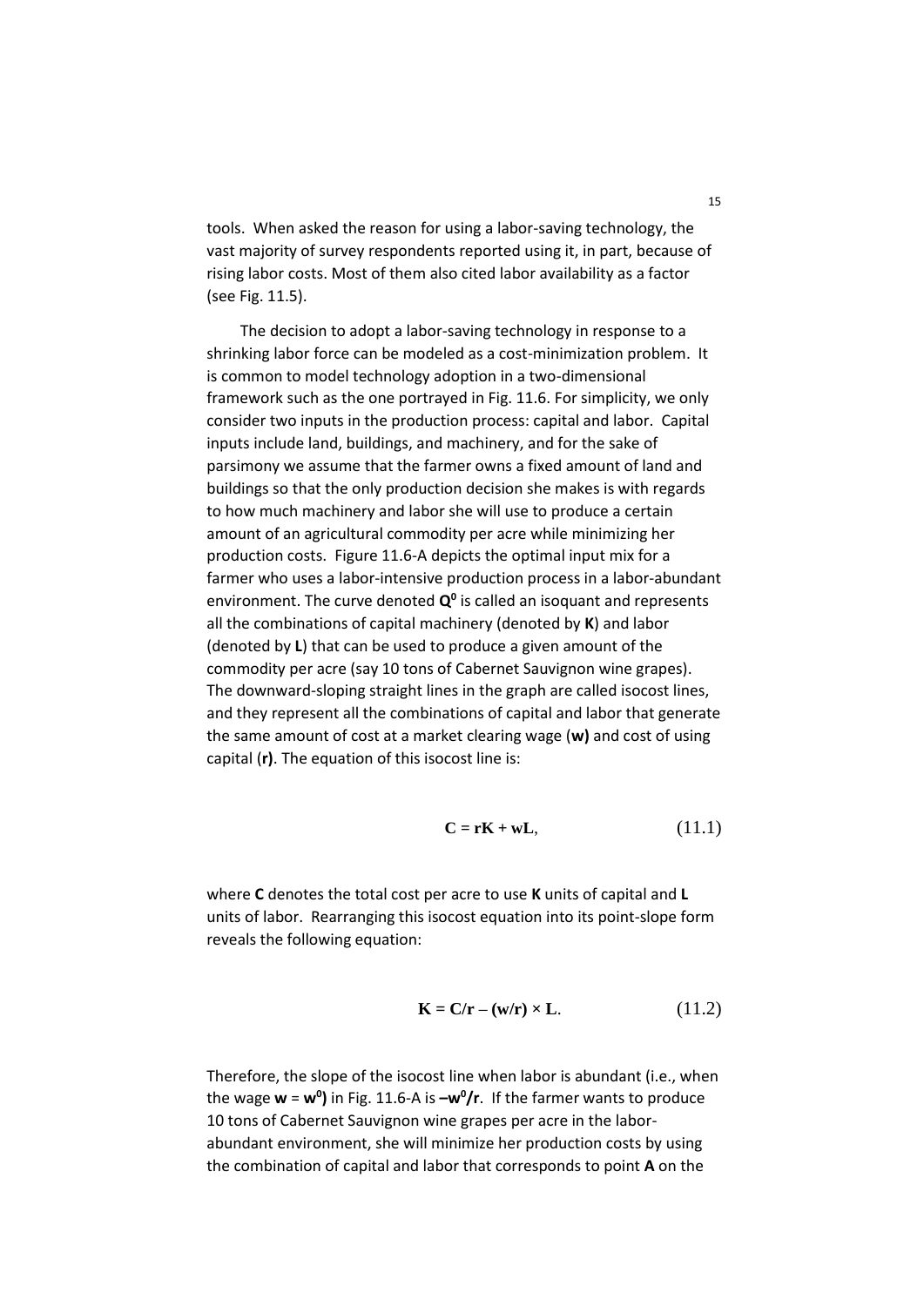tools. When asked the reason for using a labor-saving technology, the vast majority of survey respondents reported using it, in part, because of rising labor costs. Most of them also cited labor availability as a factor (see Fig. 11.5).

The decision to adopt a labor-saving technology in response to a shrinking labor force can be modeled as a cost-minimization problem. It is common to model technology adoption in a two-dimensional framework such as the one portrayed in Fig. 11.6. For simplicity, we only consider two inputs in the production process: capital and labor. Capital inputs include land, buildings, and machinery, and for the sake of parsimony we assume that the farmer owns a fixed amount of land and buildings so that the only production decision she makes is with regards to how much machinery and labor she will use to produce a certain amount of an agricultural commodity per acre while minimizing her production costs. Figure 11.6-A depicts the optimal input mix for a farmer who uses a labor-intensive production process in a labor-abundant environment. The curve denoted $\mathbf{Q^0}$ is called an isoquant and represents all the combinations of capital machinery (denoted by **K**) and labor (denoted by **L**) that can be used to produce a given amount of the commodity per acre (say 10 tons of Cabernet Sauvignon wine grapes). The downward-sloping straight lines in the graph are called isocost lines, and they represent all the combinations of capital and labor that generate the same amount of cost at a market clearing wage (**w**) and cost of using capital (**r**). The equation of this isocost line is:

$$\mathbf{C = rK + wL}, \tag{11.1}$$

where **C** denotes the total cost per acre to use **K** units of capital and **L** units of labor. Rearranging this isocost equation into its point-slope form reveals the following equation:

$$\mathbf{K = C/r - (w/r) \times L}. \tag{11.2}$$

Therefore, the slope of the isocost line when labor is abundant (i.e., when the wage $\mathbf{w} = \mathbf{w^0}$) in Fig. 11.6-A is $\mathbf{-w^0/r}$. If the farmer wants to produce 10 tons of Cabernet Sauvignon wine grapes per acre in the labor-abundant environment, she will minimize her production costs by using the combination of capital and labor that corresponds to point **A** on the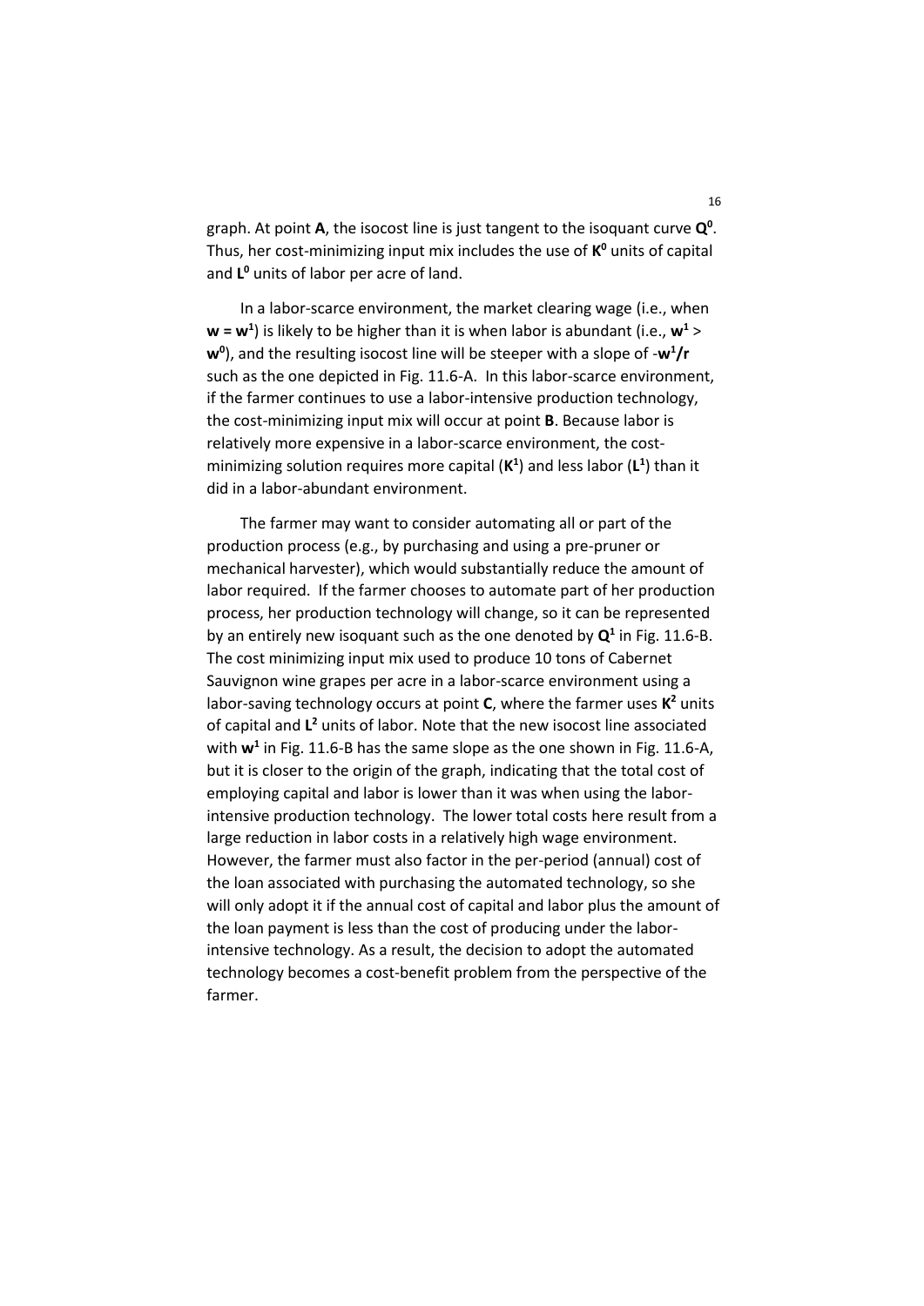graph. At point **A**, the isocost line is just tangent to the isoquant curve $\mathbf{Q^0}$. Thus, her cost-minimizing input mix includes the use of $\mathbf{K^0}$ units of capital and $\mathbf{L^0}$ units of labor per acre of land.

In a labor-scarce environment, the market clearing wage (i.e., when $\mathbf{w = w^1}$) is likely to be higher than it is when labor is abundant (i.e., $\mathbf{w^1} > \mathbf{w^0}$), and the resulting isocost line will be steeper with a slope of $-\mathbf{w^1/r}$ such as the one depicted in Fig. 11.6-A. In this labor-scarce environment, if the farmer continues to use a labor-intensive production technology, the cost-minimizing input mix will occur at point **B**. Because labor is relatively more expensive in a labor-scarce environment, the cost-minimizing solution requires more capital ($\mathbf{K^1}$) and less labor ($\mathbf{L^1}$) than it did in a labor-abundant environment.

The farmer may want to consider automating all or part of the production process (e.g., by purchasing and using a pre-pruner or mechanical harvester), which would substantially reduce the amount of labor required. If the farmer chooses to automate part of her production process, her production technology will change, so it can be represented by an entirely new isoquant such as the one denoted by $\mathbf{Q^1}$ in Fig. 11.6-B. The cost minimizing input mix used to produce 10 tons of Cabernet Sauvignon wine grapes per acre in a labor-scarce environment using a labor-saving technology occurs at point **C**, where the farmer uses $\mathbf{K^2}$ units of capital and $\mathbf{L^2}$ units of labor. Note that the new isocost line associated with $\mathbf{w^1}$ in Fig. 11.6-B has the same slope as the one shown in Fig. 11.6-A, but it is closer to the origin of the graph, indicating that the total cost of employing capital and labor is lower than it was when using the labor-intensive production technology. The lower total costs here result from a large reduction in labor costs in a relatively high wage environment. However, the farmer must also factor in the per-period (annual) cost of the loan associated with purchasing the automated technology, so she will only adopt it if the annual cost of capital and labor plus the amount of the loan payment is less than the cost of producing under the labor-intensive technology. As a result, the decision to adopt the automated technology becomes a cost-benefit problem from the perspective of the farmer.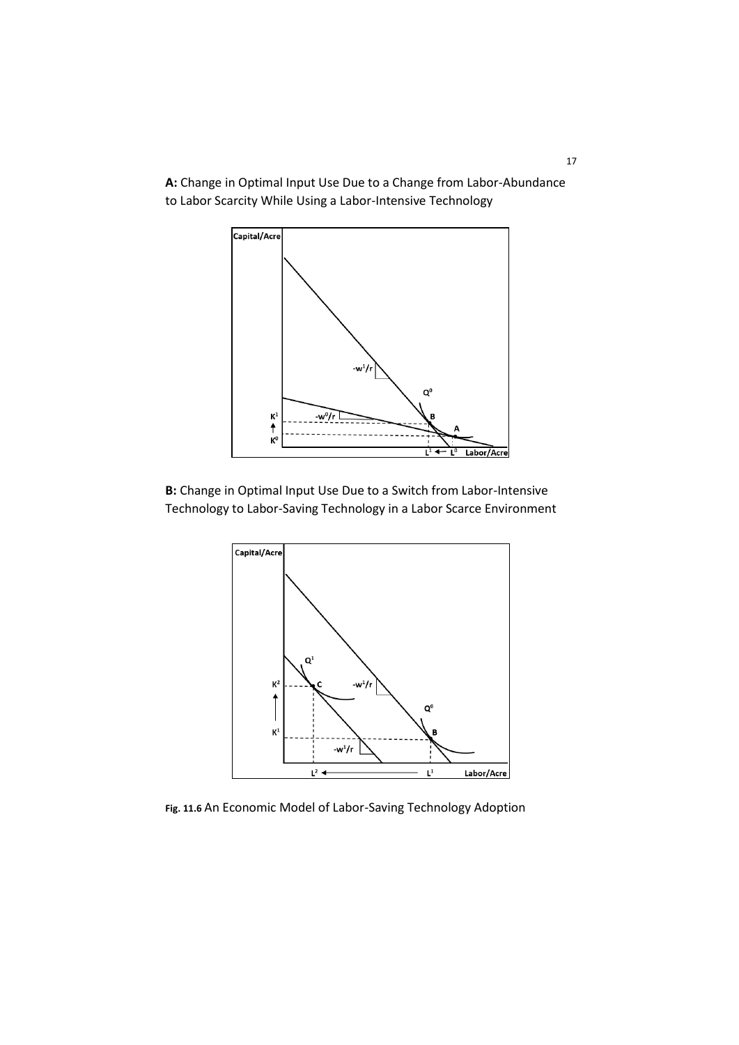**A:** Change in Optimal Input Use Due to a Change from Labor-Abundance to Labor Scarcity While Using a Labor-Intensive Technology

**B:** Change in Optimal Input Use Due to a Switch from Labor-Intensive Technology to Labor-Saving Technology in a Labor Scarce Environment

**Fig. 11.6** An Economic Model of Labor-Saving Technology Adoption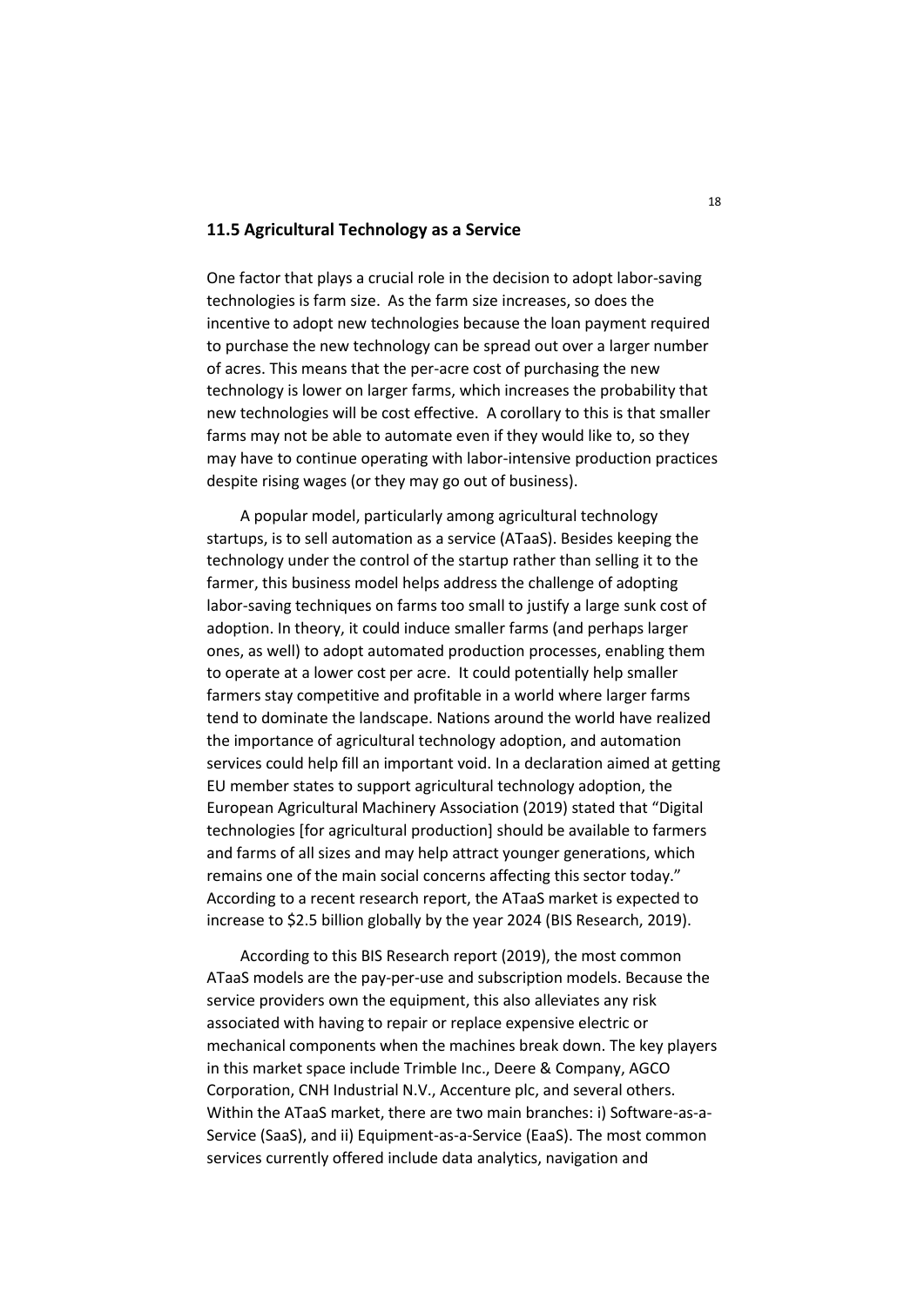## 11.5 Agricultural Technology as a Service

One factor that plays a crucial role in the decision to adopt labor-saving technologies is farm size. As the farm size increases, so does the incentive to adopt new technologies because the loan payment required to purchase the new technology can be spread out over a larger number of acres. This means that the per-acre cost of purchasing the new technology is lower on larger farms, which increases the probability that new technologies will be cost effective. A corollary to this is that smaller farms may not be able to automate even if they would like to, so they may have to continue operating with labor-intensive production practices despite rising wages (or they may go out of business).

A popular model, particularly among agricultural technology startups, is to sell automation as a service (ATaaS). Besides keeping the technology under the control of the startup rather than selling it to the farmer, this business model helps address the challenge of adopting labor-saving techniques on farms too small to justify a large sunk cost of adoption. In theory, it could induce smaller farms (and perhaps larger ones, as well) to adopt automated production processes, enabling them to operate at a lower cost per acre. It could potentially help smaller farmers stay competitive and profitable in a world where larger farms tend to dominate the landscape. Nations around the world have realized the importance of agricultural technology adoption, and automation services could help fill an important void. In a declaration aimed at getting EU member states to support agricultural technology adoption, the European Agricultural Machinery Association (2019) stated that "Digital technologies [for agricultural production] should be available to farmers and farms of all sizes and may help attract younger generations, which remains one of the main social concerns affecting this sector today." According to a recent research report, the ATaaS market is expected to increase to $2.5 billion globally by the year 2024 (BIS Research, 2019).

According to this BIS Research report (2019), the most common ATaaS models are the pay-per-use and subscription models. Because the service providers own the equipment, this also alleviates any risk associated with having to repair or replace expensive electric or mechanical components when the machines break down. The key players in this market space include Trimble Inc., Deere & Company, AGCO Corporation, CNH Industrial N.V., Accenture plc, and several others. Within the ATaaS market, there are two main branches: i) Software-as-a-Service (SaaS), and ii) Equipment-as-a-Service (EaaS). The most common services currently offered include data analytics, navigation and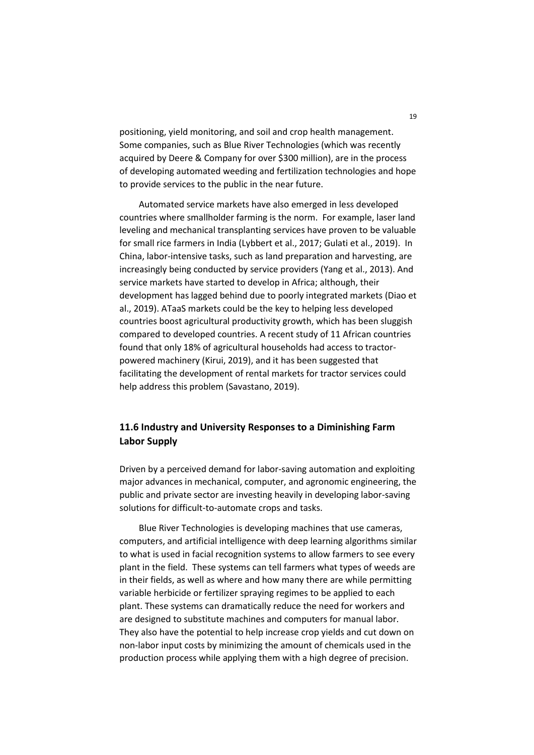positioning, yield monitoring, and soil and crop health management. Some companies, such as Blue River Technologies (which was recently acquired by Deere & Company for over $300 million), are in the process of developing automated weeding and fertilization technologies and hope to provide services to the public in the near future.

Automated service markets have also emerged in less developed countries where smallholder farming is the norm. For example, laser land leveling and mechanical transplanting services have proven to be valuable for small rice farmers in India (Lybbert et al., 2017; Gulati et al., 2019). In China, labor-intensive tasks, such as land preparation and harvesting, are increasingly being conducted by service providers (Yang et al., 2013). And service markets have started to develop in Africa; although, their development has lagged behind due to poorly integrated markets (Diao et al., 2019). ATaaS markets could be the key to helping less developed countries boost agricultural productivity growth, which has been sluggish compared to developed countries. A recent study of 11 African countries found that only 18% of agricultural households had access to tractor-powered machinery (Kirui, 2019), and it has been suggested that facilitating the development of rental markets for tractor services could help address this problem (Savastano, 2019).

## 11.6 Industry and University Responses to a Diminishing Farm Labor Supply

Driven by a perceived demand for labor-saving automation and exploiting major advances in mechanical, computer, and agronomic engineering, the public and private sector are investing heavily in developing labor-saving solutions for difficult-to-automate crops and tasks.

Blue River Technologies is developing machines that use cameras, computers, and artificial intelligence with deep learning algorithms similar to what is used in facial recognition systems to allow farmers to see every plant in the field. These systems can tell farmers what types of weeds are in their fields, as well as where and how many there are while permitting variable herbicide or fertilizer spraying regimes to be applied to each plant. These systems can dramatically reduce the need for workers and are designed to substitute machines and computers for manual labor. They also have the potential to help increase crop yields and cut down on non-labor input costs by minimizing the amount of chemicals used in the production process while applying them with a high degree of precision.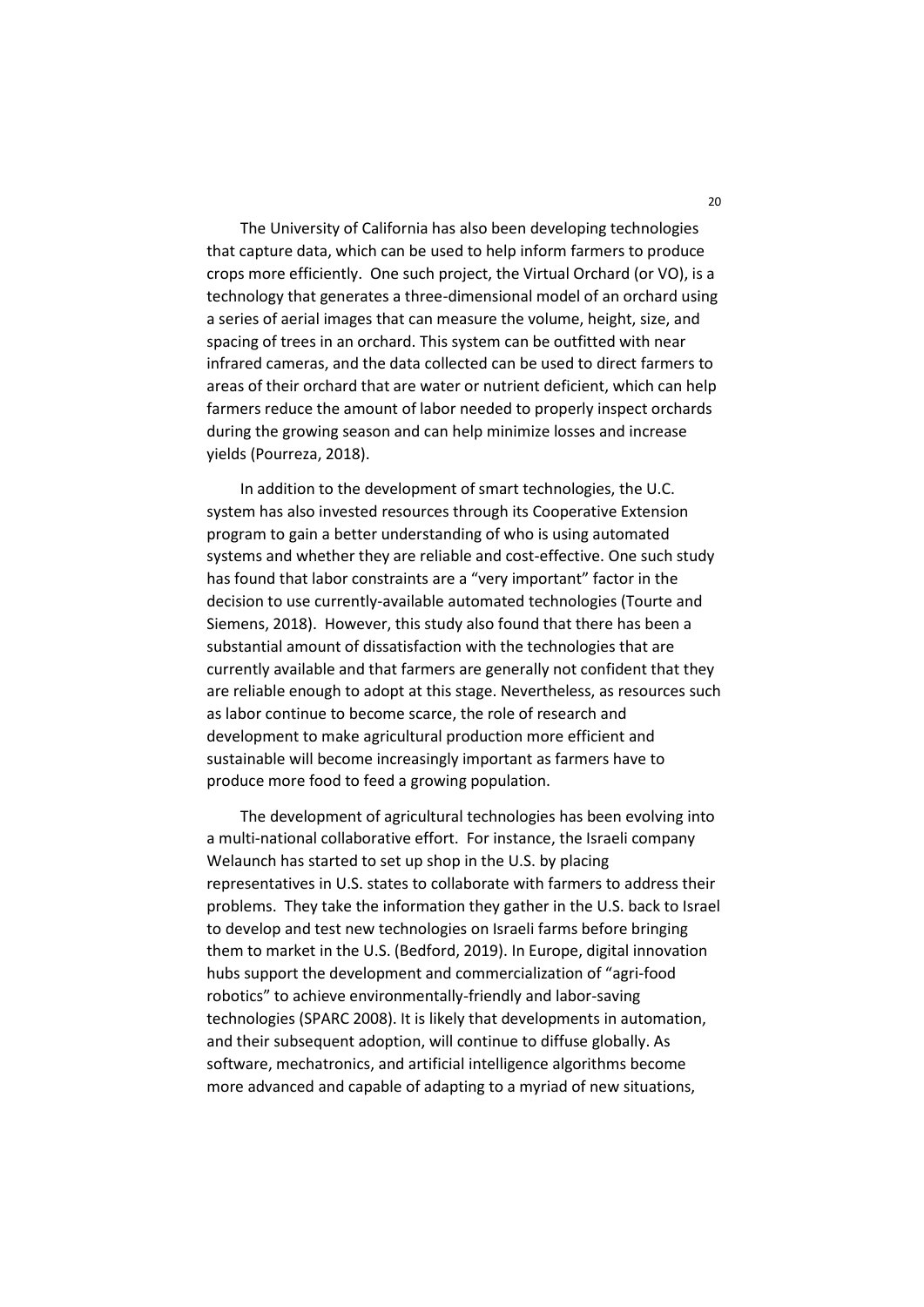The University of California has also been developing technologies that capture data, which can be used to help inform farmers to produce crops more efficiently. One such project, the Virtual Orchard (or VO), is a technology that generates a three-dimensional model of an orchard using a series of aerial images that can measure the volume, height, size, and spacing of trees in an orchard. This system can be outfitted with near infrared cameras, and the data collected can be used to direct farmers to areas of their orchard that are water or nutrient deficient, which can help farmers reduce the amount of labor needed to properly inspect orchards during the growing season and can help minimize losses and increase yields (Pourreza, 2018).

In addition to the development of smart technologies, the U.C. system has also invested resources through its Cooperative Extension program to gain a better understanding of who is using automated systems and whether they are reliable and cost-effective. One such study has found that labor constraints are a "very important" factor in the decision to use currently-available automated technologies (Tourte and Siemens, 2018). However, this study also found that there has been a substantial amount of dissatisfaction with the technologies that are currently available and that farmers are generally not confident that they are reliable enough to adopt at this stage. Nevertheless, as resources such as labor continue to become scarce, the role of research and development to make agricultural production more efficient and sustainable will become increasingly important as farmers have to produce more food to feed a growing population.

The development of agricultural technologies has been evolving into a multi-national collaborative effort. For instance, the Israeli company Welaunch has started to set up shop in the U.S. by placing representatives in U.S. states to collaborate with farmers to address their problems. They take the information they gather in the U.S. back to Israel to develop and test new technologies on Israeli farms before bringing them to market in the U.S. (Bedford, 2019). In Europe, digital innovation hubs support the development and commercialization of "agri-food robotics" to achieve environmentally-friendly and labor-saving technologies (SPARC 2008). It is likely that developments in automation, and their subsequent adoption, will continue to diffuse globally. As software, mechatronics, and artificial intelligence algorithms become more advanced and capable of adapting to a myriad of new situations,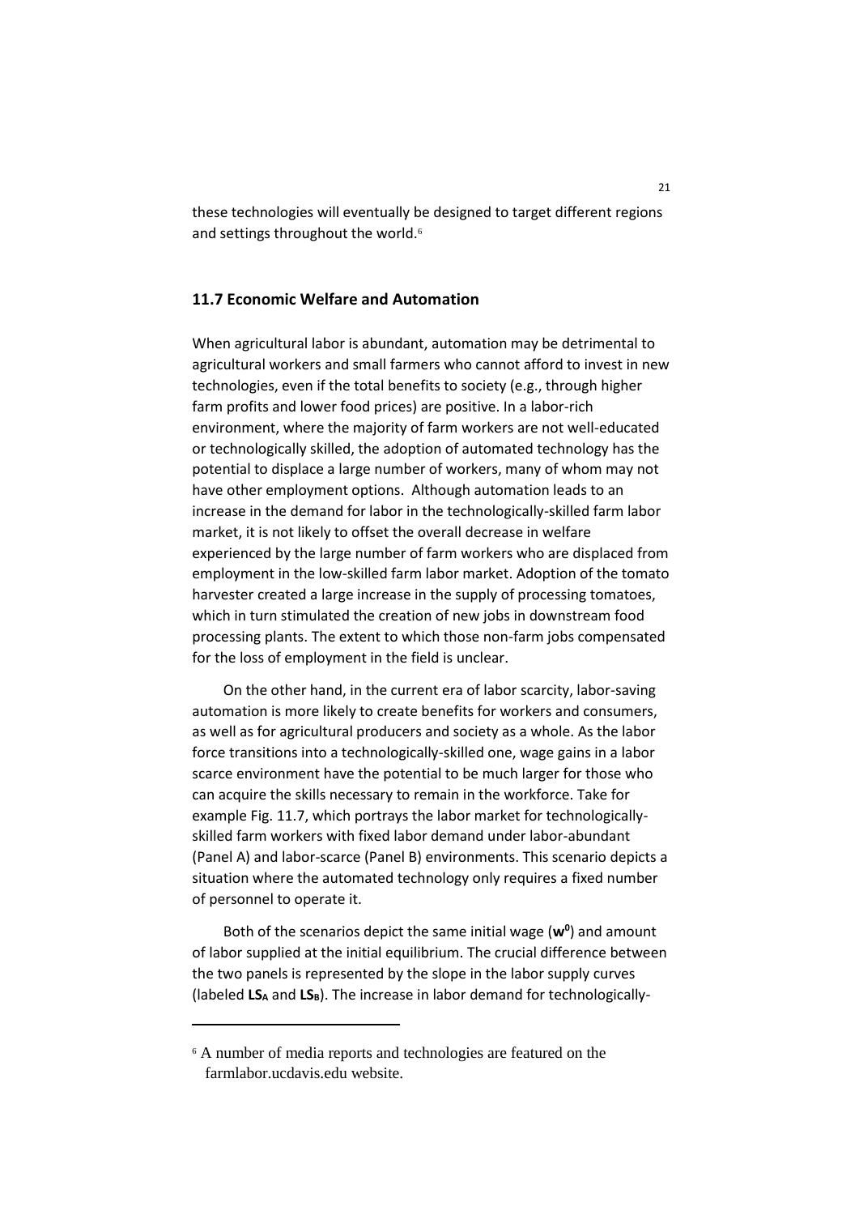these technologies will eventually be designed to target different regions and settings throughout the world.[6]

## 11.7 Economic Welfare and Automation

When agricultural labor is abundant, automation may be detrimental to agricultural workers and small farmers who cannot afford to invest in new technologies, even if the total benefits to society (e.g., through higher farm profits and lower food prices) are positive. In a labor-rich environment, where the majority of farm workers are not well-educated or technologically skilled, the adoption of automated technology has the potential to displace a large number of workers, many of whom may not have other employment options. Although automation leads to an increase in the demand for labor in the technologically-skilled farm labor market, it is not likely to offset the overall decrease in welfare experienced by the large number of farm workers who are displaced from employment in the low-skilled farm labor market. Adoption of the tomato harvester created a large increase in the supply of processing tomatoes, which in turn stimulated the creation of new jobs in downstream food processing plants. The extent to which those non-farm jobs compensated for the loss of employment in the field is unclear.

On the other hand, in the current era of labor scarcity, labor-saving automation is more likely to create benefits for workers and consumers, as well as for agricultural producers and society as a whole. As the labor force transitions into a technologically-skilled one, wage gains in a labor scarce environment have the potential to be much larger for those who can acquire the skills necessary to remain in the workforce. Take for example Fig. 11.7, which portrays the labor market for technologically-skilled farm workers with fixed labor demand under labor-abundant (Panel A) and labor-scarce (Panel B) environments. This scenario depicts a situation where the automated technology only requires a fixed number of personnel to operate it.

Both of the scenarios depict the same initial wage ($\mathbf{w^0}$) and amount of labor supplied at the initial equilibrium. The crucial difference between the two panels is represented by the slope in the labor supply curves (labeled $\mathbf{LS_A}$ and $\mathbf{LS_B}$). The increase in labor demand for technologically-

[6] A number of media reports and technologies are featured on the farmlabor.ucdavis.edu website.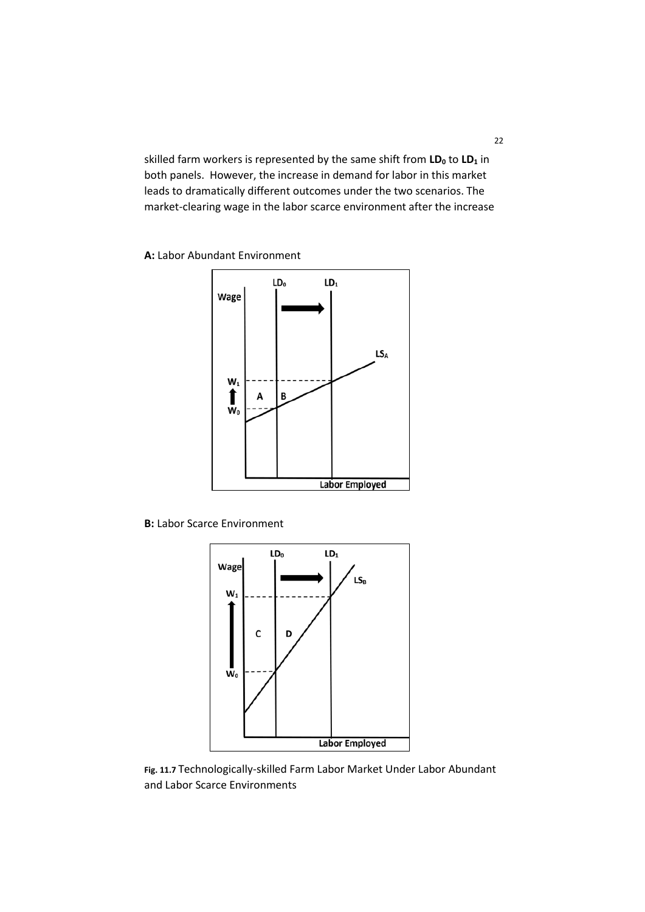skilled farm workers is represented by the same shift from $LD_0$ to $LD_1$ in both panels. However, the increase in demand for labor in this market leads to dramatically different outcomes under the two scenarios. The market-clearing wage in the labor scarce environment after the increase

**A:** Labor Abundant Environment

**B:** Labor Scarce Environment

Fig. 11.7 Technologically-skilled Farm Labor Market Under Labor Abundant and Labor Scarce Environments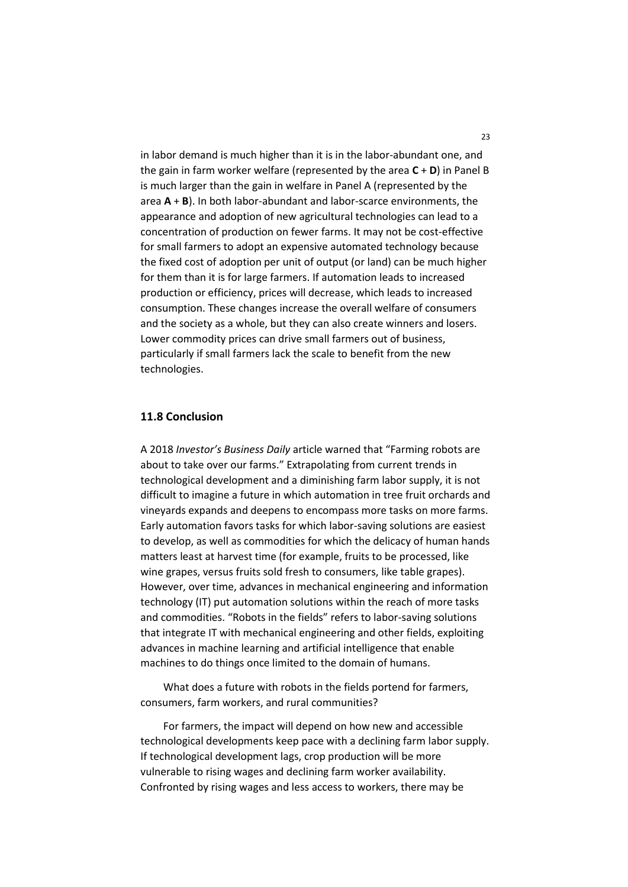in labor demand is much higher than it is in the labor-abundant one, and the gain in farm worker welfare (represented by the area **C** + **D**) in Panel B is much larger than the gain in welfare in Panel A (represented by the area **A** + **B**). In both labor-abundant and labor-scarce environments, the appearance and adoption of new agricultural technologies can lead to a concentration of production on fewer farms. It may not be cost-effective for small farmers to adopt an expensive automated technology because the fixed cost of adoption per unit of output (or land) can be much higher for them than it is for large farmers. If automation leads to increased production or efficiency, prices will decrease, which leads to increased consumption. These changes increase the overall welfare of consumers and the society as a whole, but they can also create winners and losers. Lower commodity prices can drive small farmers out of business, particularly if small farmers lack the scale to benefit from the new technologies.

## 11.8 Conclusion

A 2018 *Investor's Business Daily* article warned that "Farming robots are about to take over our farms." Extrapolating from current trends in technological development and a diminishing farm labor supply, it is not difficult to imagine a future in which automation in tree fruit orchards and vineyards expands and deepens to encompass more tasks on more farms. Early automation favors tasks for which labor-saving solutions are easiest to develop, as well as commodities for which the delicacy of human hands matters least at harvest time (for example, fruits to be processed, like wine grapes, versus fruits sold fresh to consumers, like table grapes). However, over time, advances in mechanical engineering and information technology (IT) put automation solutions within the reach of more tasks and commodities. "Robots in the fields" refers to labor-saving solutions that integrate IT with mechanical engineering and other fields, exploiting advances in machine learning and artificial intelligence that enable machines to do things once limited to the domain of humans.

What does a future with robots in the fields portend for farmers, consumers, farm workers, and rural communities?

For farmers, the impact will depend on how new and accessible technological developments keep pace with a declining farm labor supply. If technological development lags, crop production will be more vulnerable to rising wages and declining farm worker availability. Confronted by rising wages and less access to workers, there may be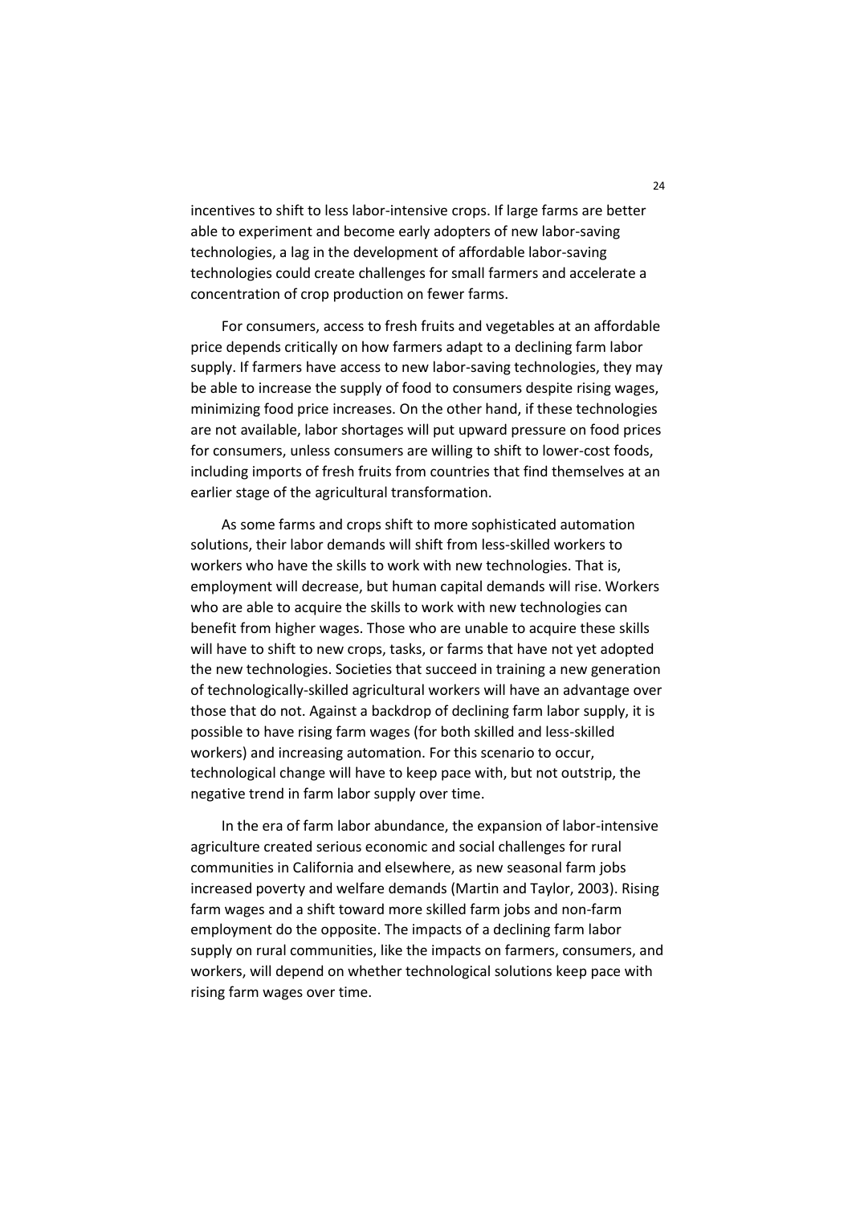incentives to shift to less labor-intensive crops. If large farms are better able to experiment and become early adopters of new labor-saving technologies, a lag in the development of affordable labor-saving technologies could create challenges for small farmers and accelerate a concentration of crop production on fewer farms.

For consumers, access to fresh fruits and vegetables at an affordable price depends critically on how farmers adapt to a declining farm labor supply. If farmers have access to new labor-saving technologies, they may be able to increase the supply of food to consumers despite rising wages, minimizing food price increases. On the other hand, if these technologies are not available, labor shortages will put upward pressure on food prices for consumers, unless consumers are willing to shift to lower-cost foods, including imports of fresh fruits from countries that find themselves at an earlier stage of the agricultural transformation.

As some farms and crops shift to more sophisticated automation solutions, their labor demands will shift from less-skilled workers to workers who have the skills to work with new technologies. That is, employment will decrease, but human capital demands will rise. Workers who are able to acquire the skills to work with new technologies can benefit from higher wages. Those who are unable to acquire these skills will have to shift to new crops, tasks, or farms that have not yet adopted the new technologies. Societies that succeed in training a new generation of technologically-skilled agricultural workers will have an advantage over those that do not. Against a backdrop of declining farm labor supply, it is possible to have rising farm wages (for both skilled and less-skilled workers) and increasing automation. For this scenario to occur, technological change will have to keep pace with, but not outstrip, the negative trend in farm labor supply over time.

In the era of farm labor abundance, the expansion of labor-intensive agriculture created serious economic and social challenges for rural communities in California and elsewhere, as new seasonal farm jobs increased poverty and welfare demands (Martin and Taylor, 2003). Rising farm wages and a shift toward more skilled farm jobs and non-farm employment do the opposite. The impacts of a declining farm labor supply on rural communities, like the impacts on farmers, consumers, and workers, will depend on whether technological solutions keep pace with rising farm wages over time.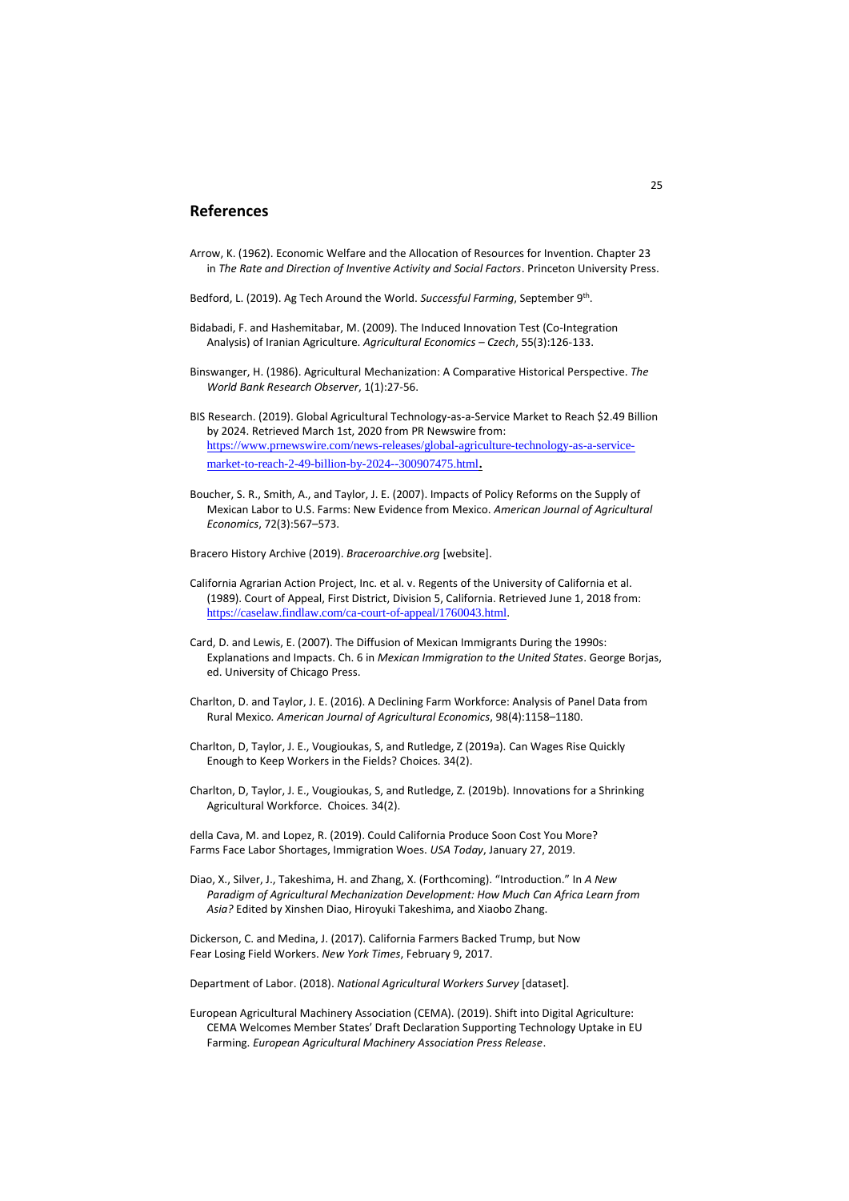## References

Arrow, K. (1962). Economic Welfare and the Allocation of Resources for Invention. Chapter 23 in *The Rate and Direction of Inventive Activity and Social Factors*. Princeton University Press.

Bedford, L. (2019). Ag Tech Around the World. *Successful Farming*, September 9th.

Bidabadi, F. and Hashemitabar, M. (2009). The Induced Innovation Test (Co-Integration Analysis) of Iranian Agriculture. *Agricultural Economics – Czech*, 55(3):126-133.

Binswanger, H. (1986). Agricultural Mechanization: A Comparative Historical Perspective. *The World Bank Research Observer*, 1(1):27-56.

BIS Research. (2019). Global Agricultural Technology-as-a-Service Market to Reach $2.49 Billion by 2024. Retrieved March 1st, 2020 from PR Newswire from: https://www.prnewswire.com/news-releases/global-agriculture-technology-as-a-service-market-to-reach-2-49-billion-by-2024--300907475.html.

Boucher, S. R., Smith, A., and Taylor, J. E. (2007). Impacts of Policy Reforms on the Supply of Mexican Labor to U.S. Farms: New Evidence from Mexico. *American Journal of Agricultural Economics*, 72(3):567–573.

Bracero History Archive (2019). *Braceroarchive.org* [website].

California Agrarian Action Project, Inc. et al. v. Regents of the University of California et al. (1989). Court of Appeal, First District, Division 5, California. Retrieved June 1, 2018 from: https://caselaw.findlaw.com/ca-court-of-appeal/1760043.html.

Card, D. and Lewis, E. (2007). The Diffusion of Mexican Immigrants During the 1990s: Explanations and Impacts. Ch. 6 in *Mexican Immigration to the United States*. George Borjas, ed. University of Chicago Press.

Charlton, D. and Taylor, J. E. (2016). A Declining Farm Workforce: Analysis of Panel Data from Rural Mexico. *American Journal of Agricultural Economics*, 98(4):1158–1180.

Charlton, D, Taylor, J. E., Vougioukas, S, and Rutledge, Z (2019a). Can Wages Rise Quickly Enough to Keep Workers in the Fields? Choices. 34(2).

Charlton, D, Taylor, J. E., Vougioukas, S, and Rutledge, Z. (2019b). Innovations for a Shrinking Agricultural Workforce. Choices. 34(2).

della Cava, M. and Lopez, R. (2019). Could California Produce Soon Cost You More? Farms Face Labor Shortages, Immigration Woes. *USA Today*, January 27, 2019.

Diao, X., Silver, J., Takeshima, H. and Zhang, X. (Forthcoming). "Introduction." In *A New Paradigm of Agricultural Mechanization Development: How Much Can Africa Learn from Asia?* Edited by Xinshen Diao, Hiroyuki Takeshima, and Xiaobo Zhang.

Dickerson, C. and Medina, J. (2017). California Farmers Backed Trump, but Now Fear Losing Field Workers. *New York Times*, February 9, 2017.

Department of Labor. (2018). *National Agricultural Workers Survey* [dataset].

European Agricultural Machinery Association (CEMA). (2019). Shift into Digital Agriculture: CEMA Welcomes Member States' Draft Declaration Supporting Technology Uptake in EU Farming. *European Agricultural Machinery Association Press Release*.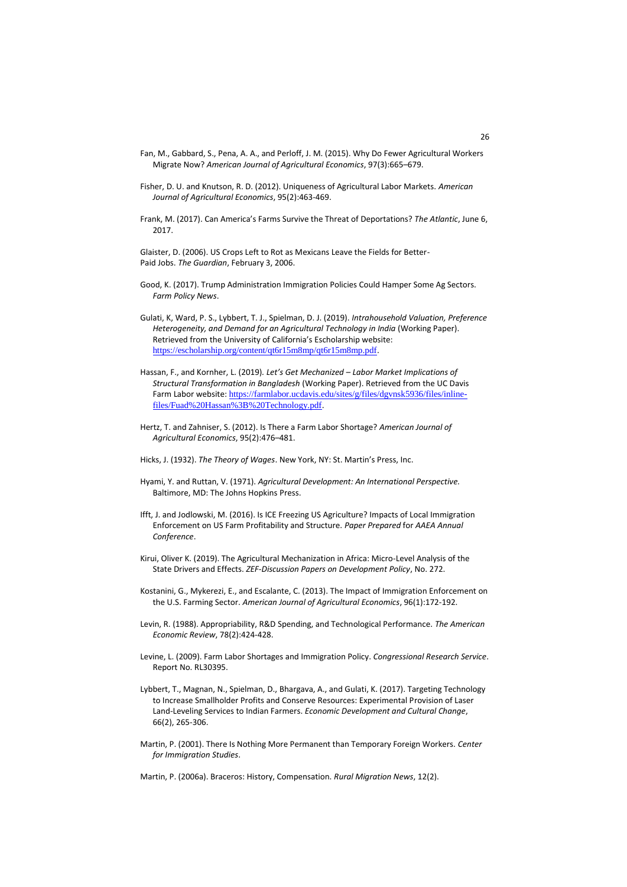Fan, M., Gabbard, S., Pena, A. A., and Perloff, J. M. (2015). Why Do Fewer Agricultural Workers Migrate Now? *American Journal of Agricultural Economics*, 97(3):665–679.

Fisher, D. U. and Knutson, R. D. (2012). Uniqueness of Agricultural Labor Markets. *American Journal of Agricultural Economics*, 95(2):463-469.

Frank, M. (2017). Can America's Farms Survive the Threat of Deportations? *The Atlantic*, June 6, 2017.

Glaister, D. (2006). US Crops Left to Rot as Mexicans Leave the Fields for Better-Paid Jobs. *The Guardian*, February 3, 2006.

Good, K. (2017). Trump Administration Immigration Policies Could Hamper Some Ag Sectors. *Farm Policy News*.

Gulati, K, Ward, P. S., Lybbert, T. J., Spielman, D. J. (2019). *Intrahousehold Valuation, Preference Heterogeneity, and Demand for an Agricultural Technology in India* (Working Paper). Retrieved from the University of California's Escholarship website: https://escholarship.org/content/qt6r15m8mp/qt6r15m8mp.pdf.

Hassan, F., and Kornher, L. (2019). *Let's Get Mechanized – Labor Market Implications of Structural Transformation in Bangladesh* (Working Paper). Retrieved from the UC Davis Farm Labor website: https://farmlabor.ucdavis.edu/sites/g/files/dgvnsk5936/files/inline-files/Fuad%20Hassan%3B%20Technology.pdf.

Hertz, T. and Zahniser, S. (2012). Is There a Farm Labor Shortage? *American Journal of Agricultural Economics*, 95(2):476–481.

Hicks, J. (1932). *The Theory of Wages*. New York, NY: St. Martin's Press, Inc.

Hyami, Y. and Ruttan, V. (1971). *Agricultural Development: An International Perspective.* Baltimore, MD: The Johns Hopkins Press.

Ifft, J. and Jodlowski, M. (2016). Is ICE Freezing US Agriculture? Impacts of Local Immigration Enforcement on US Farm Profitability and Structure. *Paper Prepared* for *AAEA Annual Conference*.

Kirui, Oliver K. (2019). The Agricultural Mechanization in Africa: Micro-Level Analysis of the State Drivers and Effects. *ZEF-Discussion Papers on Development Policy*, No. 272.

Kostanini, G., Mykerezi, E., and Escalante, C. (2013). The Impact of Immigration Enforcement on the U.S. Farming Sector. *American Journal of Agricultural Economics*, 96(1):172-192.

Levin, R. (1988). Appropriability, R&D Spending, and Technological Performance. *The American Economic Review*, 78(2):424-428.

Levine, L. (2009). Farm Labor Shortages and Immigration Policy. *Congressional Research Service*. Report No. RL30395.

Lybbert, T., Magnan, N., Spielman, D., Bhargava, A., and Gulati, K. (2017). Targeting Technology to Increase Smallholder Profits and Conserve Resources: Experimental Provision of Laser Land-Leveling Services to Indian Farmers. *Economic Development and Cultural Change*, 66(2), 265-306.

Martin, P. (2001). There Is Nothing More Permanent than Temporary Foreign Workers. *Center for Immigration Studies*.

Martin, P. (2006a). Braceros: History, Compensation. *Rural Migration News*, 12(2).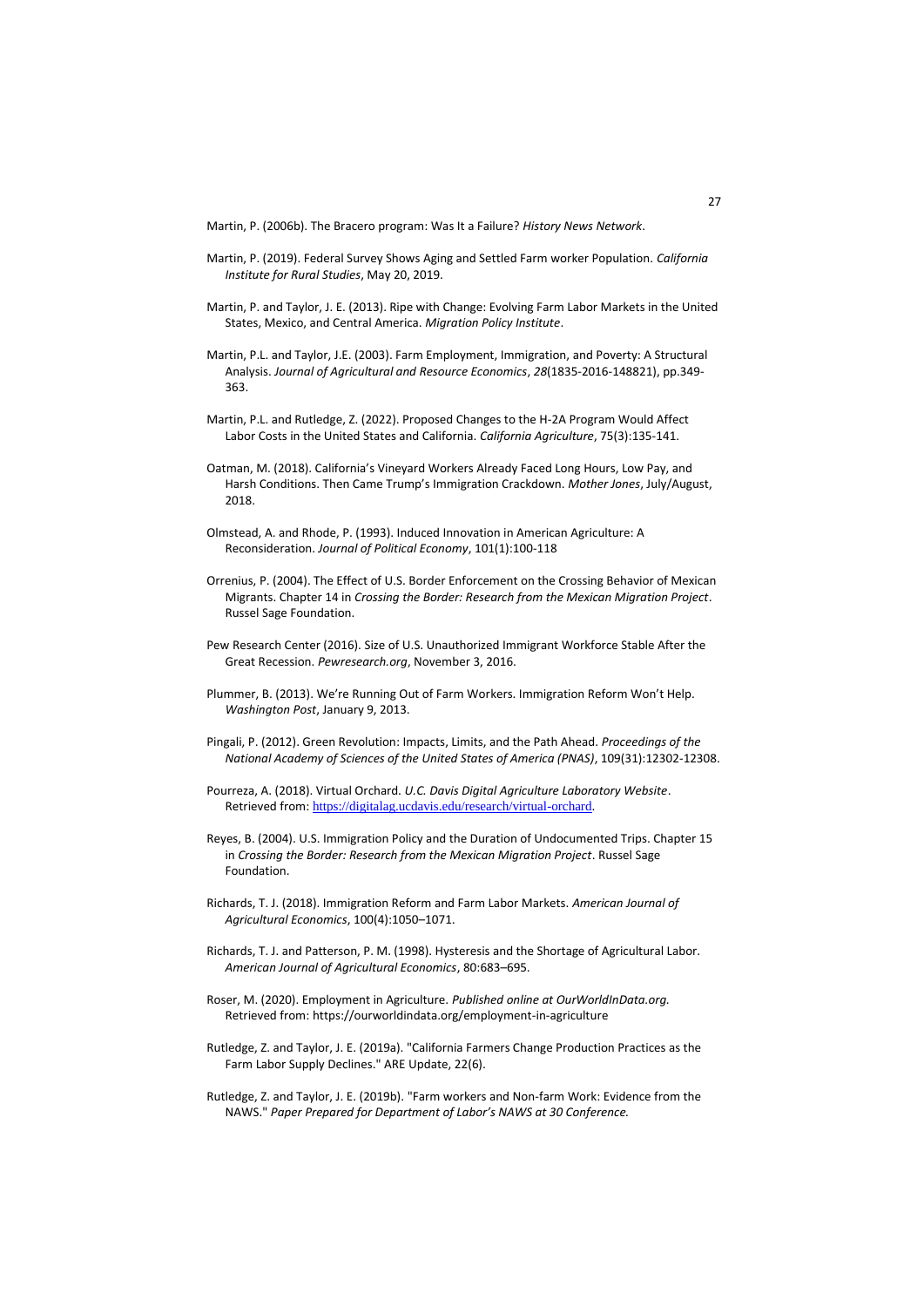Martin, P. (2006b). The Bracero program: Was It a Failure? *History News Network*.

Martin, P. (2019). Federal Survey Shows Aging and Settled Farm worker Population. *California Institute for Rural Studies*, May 20, 2019.

Martin, P. and Taylor, J. E. (2013). Ripe with Change: Evolving Farm Labor Markets in the United States, Mexico, and Central America. *Migration Policy Institute*.

Martin, P.L. and Taylor, J.E. (2003). Farm Employment, Immigration, and Poverty: A Structural Analysis. *Journal of Agricultural and Resource Economics*, *28*(1835-2016-148821), pp.349-363.

Martin, P.L. and Rutledge, Z. (2022). Proposed Changes to the H-2A Program Would Affect Labor Costs in the United States and California. *California Agriculture*, 75(3):135-141.

Oatman, M. (2018). California's Vineyard Workers Already Faced Long Hours, Low Pay, and Harsh Conditions. Then Came Trump's Immigration Crackdown. *Mother Jones*, July/August, 2018.

Olmstead, A. and Rhode, P. (1993). Induced Innovation in American Agriculture: A Reconsideration. *Journal of Political Economy*, 101(1):100-118

Orrenius, P. (2004). The Effect of U.S. Border Enforcement on the Crossing Behavior of Mexican Migrants. Chapter 14 in *Crossing the Border: Research from the Mexican Migration Project*. Russel Sage Foundation.

Pew Research Center (2016). Size of U.S. Unauthorized Immigrant Workforce Stable After the Great Recession. *Pewresearch.org*, November 3, 2016.

Plummer, B. (2013). We're Running Out of Farm Workers. Immigration Reform Won't Help. *Washington Post*, January 9, 2013.

Pingali, P. (2012). Green Revolution: Impacts, Limits, and the Path Ahead. *Proceedings of the National Academy of Sciences of the United States of America (PNAS)*, 109(31):12302-12308.

Pourreza, A. (2018). Virtual Orchard. *U.C. Davis Digital Agriculture Laboratory Website*. Retrieved from: https://digitalag.ucdavis.edu/research/virtual-orchard.

Reyes, B. (2004). U.S. Immigration Policy and the Duration of Undocumented Trips. Chapter 15 in *Crossing the Border: Research from the Mexican Migration Project*. Russel Sage Foundation.

Richards, T. J. (2018). Immigration Reform and Farm Labor Markets. *American Journal of Agricultural Economics*, 100(4):1050–1071.

Richards, T. J. and Patterson, P. M. (1998). Hysteresis and the Shortage of Agricultural Labor. *American Journal of Agricultural Economics*, 80:683–695.

Roser, M. (2020). Employment in Agriculture. *Published online at OurWorldInData.org.* Retrieved from: https://ourworldindata.org/employment-in-agriculture

Rutledge, Z. and Taylor, J. E. (2019a). "California Farmers Change Production Practices as the Farm Labor Supply Declines." ARE Update, 22(6).

Rutledge, Z. and Taylor, J. E. (2019b). "Farm workers and Non-farm Work: Evidence from the NAWS." *Paper Prepared for Department of Labor's NAWS at 30 Conference.*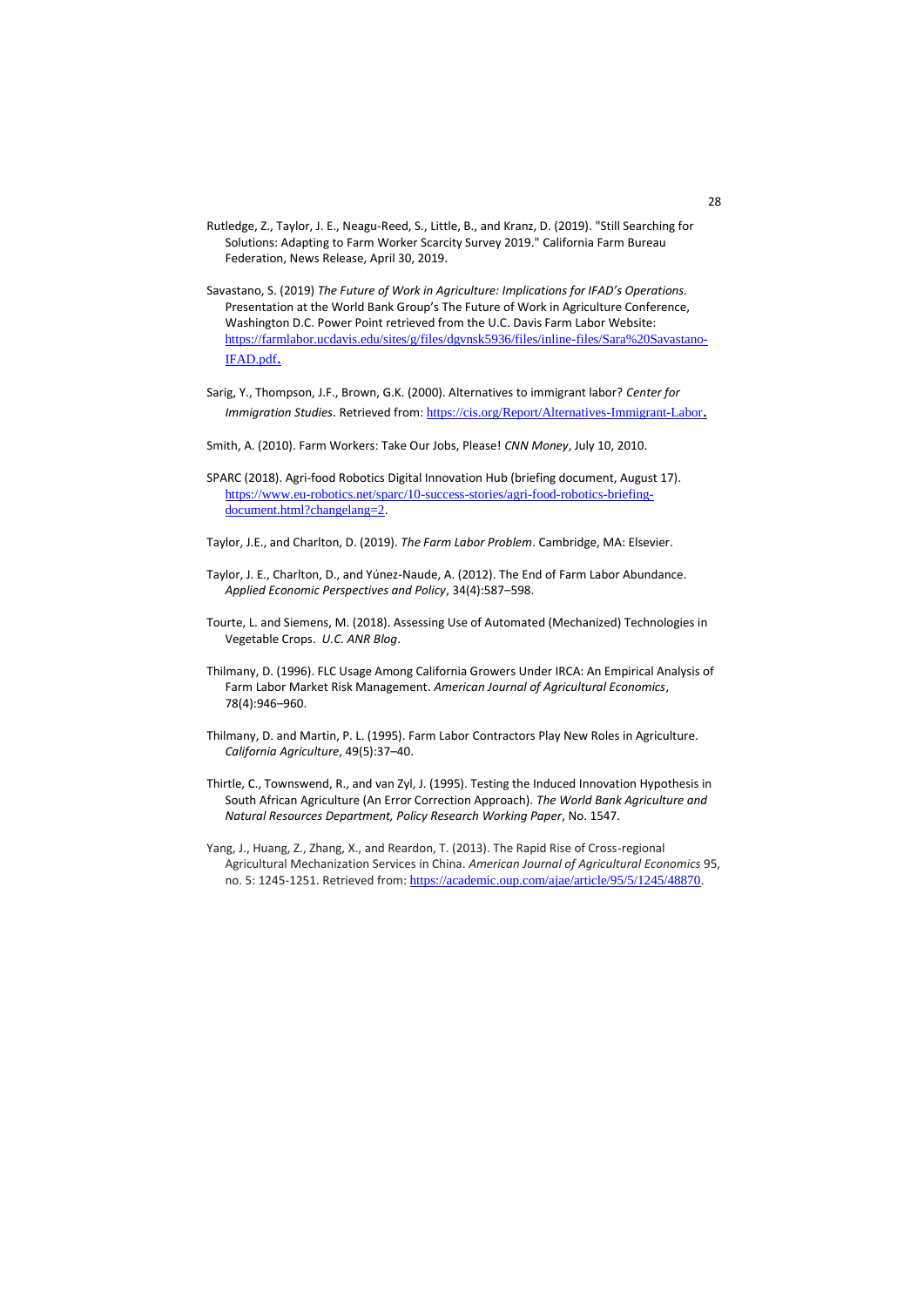Rutledge, Z., Taylor, J. E., Neagu-Reed, S., Little, B., and Kranz, D. (2019). "Still Searching for Solutions: Adapting to Farm Worker Scarcity Survey 2019." California Farm Bureau Federation, News Release, April 30, 2019.

Savastano, S. (2019) *The Future of Work in Agriculture: Implications for IFAD's Operations.* Presentation at the World Bank Group's The Future of Work in Agriculture Conference, Washington D.C. Power Point retrieved from the U.C. Davis Farm Labor Website: https://farmlabor.ucdavis.edu/sites/g/files/dgvnsk5936/files/inline-files/Sara%20Savastano-IFAD.pdf.

Sarig, Y., Thompson, J.F., Brown, G.K. (2000). Alternatives to immigrant labor? *Center for Immigration Studies*. Retrieved from: https://cis.org/Report/Alternatives-Immigrant-Labor.

Smith, A. (2010). Farm Workers: Take Our Jobs, Please! *CNN Money*, July 10, 2010.

SPARC (2018). Agri-food Robotics Digital Innovation Hub (briefing document, August 17). https://www.eu-robotics.net/sparc/10-success-stories/agri-food-robotics-briefing-document.html?changelang=2.

Taylor, J.E., and Charlton, D. (2019). *The Farm Labor Problem*. Cambridge, MA: Elsevier.

Taylor, J. E., Charlton, D., and Yúnez-Naude, A. (2012). The End of Farm Labor Abundance. *Applied Economic Perspectives and Policy*, 34(4):587–598.

Tourte, L. and Siemens, M. (2018). Assessing Use of Automated (Mechanized) Technologies in Vegetable Crops. *U.C. ANR Blog*.

Thilmany, D. (1996). FLC Usage Among California Growers Under IRCA: An Empirical Analysis of Farm Labor Market Risk Management. *American Journal of Agricultural Economics*, 78(4):946–960.

Thilmany, D. and Martin, P. L. (1995). Farm Labor Contractors Play New Roles in Agriculture. *California Agriculture*, 49(5):37–40.

Thirtle, C., Townswend, R., and van Zyl, J. (1995). Testing the Induced Innovation Hypothesis in South African Agriculture (An Error Correction Approach). *The World Bank Agriculture and Natural Resources Department, Policy Research Working Paper*, No. 1547.

Yang, J., Huang, Z., Zhang, X., and Reardon, T. (2013). The Rapid Rise of Cross-regional Agricultural Mechanization Services in China. *American Journal of Agricultural Economics* 95, no. 5: 1245-1251. Retrieved from: https://academic.oup.com/ajae/article/95/5/1245/48870.